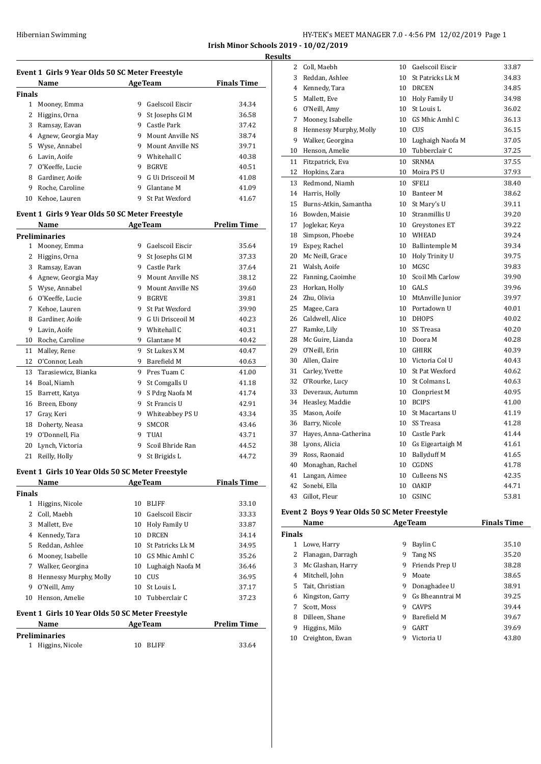**Irish Minor Schools 2019 - 10/02/2019**

**Results**

### Event 1 Girls 9 Year Olds 50 SC Meter Freestyle

| | Name | Age | Team | Finals Time |
|---|---|---|---|---|
| **Finals** | | | | |
| 1 | Mooney, Emma | 9 | Gaelscoil Eiscir | 34.34 |
| 2 | Higgins, Orna | 9 | St Josephs Gl M | 36.58 |
| 3 | Ramsay, Eavan | 9 | Castle Park | 37.42 |
| 4 | Agnew, Georgia May | 9 | Mount Anville NS | 38.74 |
| 5 | Wyse, Annabel | 9 | Mount Anville NS | 39.71 |
| 6 | Lavin, Aoife | 9 | Whitehall C | 40.38 |
| 7 | O'Keeffe, Lucie | 9 | BGRVE | 40.51 |
| 8 | Gardiner, Aoife | 9 | G Ui Drisceoil M | 41.08 |
| 9 | Roche, Caroline | 9 | Glantane M | 41.09 |
| 10 | Kehoe, Lauren | 9 | St Pat Wexford | 41.67 |

### Event 1 Girls 9 Year Olds 50 SC Meter Freestyle

| | Name | Age | Team | Prelim Time |
|---|---|---|---|---|
| **Preliminaries** | | | | |
| 1 | Mooney, Emma | 9 | Gaelscoil Eiscir | 35.64 |
| 2 | Higgins, Orna | 9 | St Josephs Gl M | 37.33 |
| 3 | Ramsay, Eavan | 9 | Castle Park | 37.64 |
| 4 | Agnew, Georgia May | 9 | Mount Anville NS | 38.12 |
| 5 | Wyse, Annabel | 9 | Mount Anville NS | 39.60 |
| 6 | O'Keeffe, Lucie | 9 | BGRVE | 39.81 |
| 7 | Kehoe, Lauren | 9 | St Pat Wexford | 39.90 |
| 8 | Gardiner, Aoife | 9 | G Ui Drisceoil M | 40.23 |
| 9 | Lavin, Aoife | 9 | Whitehall C | 40.31 |
| 10 | Roche, Caroline | 9 | Glantane M | 40.42 |
| 11 | Malley, Rene | 9 | St Lukes X M | 40.47 |
| 12 | O'Connor, Leah | 9 | Barefield M | 40.63 |
| 13 | Tarasiewicz, Bianka | 9 | Pres Tuam C | 41.00 |
| 14 | Boal, Niamh | 9 | St Comgalls U | 41.18 |
| 15 | Barrett, Katya | 9 | S Pdrg Naofa M | 41.74 |
| 16 | Breen, Ebony | 9 | St Francis U | 42.91 |
| 17 | Gray, Keri | 9 | Whiteabbey PS U | 43.34 |
| 18 | Doherty, Neasa | 9 | SMCOR | 43.46 |
| 19 | O'Donnell, Fia | 9 | TUAI | 43.71 |
| 20 | Lynch, Victoria | 9 | Scoil Bhride Ran | 44.52 |
| 21 | Reilly, Holly | 9 | St Brigids L | 44.72 |

### Event 1 Girls 10 Year Olds 50 SC Meter Freestyle

| | Name | Age | Team | Finals Time |
|---|---|---|---|---|
| **Finals** | | | | |
| 1 | Higgins, Nicole | 10 | BLIFF | 33.10 |
| 2 | Coll, Maebh | 10 | Gaelscoil Eiscir | 33.33 |
| 3 | Mallett, Eve | 10 | Holy Family U | 33.87 |
| 4 | Kennedy, Tara | 10 | DRCEN | 34.14 |
| 5 | Reddan, Ashlee | 10 | St Patricks Lk M | 34.95 |
| 6 | Mooney, Isabelle | 10 | GS Mhic Amhl C | 35.26 |
| 7 | Walker, Georgina | 10 | Lughaigh Naofa M | 36.46 |
| 8 | Hennessy Murphy, Molly | 10 | CUS | 36.95 |
| 9 | O'Neill, Amy | 10 | St Louis L | 37.17 |
| 10 | Henson, Amelie | 10 | Tubberclair C | 37.23 |

### Event 1 Girls 10 Year Olds 50 SC Meter Freestyle

| | Name | Age | Team | Prelim Time |
|---|---|---|---|---|
| **Preliminaries** | | | | |
| 1 | Higgins, Nicole | 10 | BLIFF | 33.64 |
| 2 | Coll, Maebh | 10 | Gaelscoil Eiscir | 33.87 |
| 3 | Reddan, Ashlee | 10 | St Patricks Lk M | 34.83 |
| 4 | Kennedy, Tara | 10 | DRCEN | 34.85 |
| 5 | Mallett, Eve | 10 | Holy Family U | 34.98 |
| 6 | O'Neill, Amy | 10 | St Louis L | 36.02 |
| 7 | Mooney, Isabelle | 10 | GS Mhic Amhl C | 36.13 |
| 8 | Hennessy Murphy, Molly | 10 | CUS | 36.15 |
| 9 | Walker, Georgina | 10 | Lughaigh Naofa M | 37.05 |
| 10 | Henson, Amelie | 10 | Tubberclair C | 37.25 |
| 11 | Fitzpatrick, Eva | 10 | SRNMA | 37.55 |
| 12 | Hopkins, Zara | 10 | Moira PS U | 37.93 |
| 13 | Redmond, Niamh | 10 | SFELI | 38.40 |
| 14 | Harris, Holly | 10 | Banteer M | 38.62 |
| 15 | Burns-Atkin, Samantha | 10 | St Mary's U | 39.11 |
| 16 | Bowden, Maisie | 10 | Stranmillis U | 39.20 |
| 17 | Joglekar, Keya | 10 | Greystones ET | 39.22 |
| 18 | Simpson, Phoebe | 10 | WHEAD | 39.24 |
| 19 | Espey, Rachel | 10 | Ballintemple M | 39.34 |
| 20 | Mc Neill, Grace | 10 | Holy Trinity U | 39.75 |
| 21 | Walsh, Aoife | 10 | MGSC | 39.83 |
| 22 | Fanning, Caoimhe | 10 | Scoil Mh Carlow | 39.90 |
| 23 | Horkan, Holly | 10 | GALS | 39.96 |
| 24 | Zhu, Olivia | 10 | MtAnville Junior | 39.97 |
| 25 | Magee, Cara | 10 | Portadown U | 40.01 |
| 26 | Caldwell, Alice | 10 | DHOPS | 40.02 |
| 27 | Ramke, Lily | 10 | SS Treasa | 40.20 |
| 28 | Mc Guire, Lianda | 10 | Doora M | 40.28 |
| 29 | O'Neill, Erin | 10 | GHIRK | 40.39 |
| 30 | Allen, Claire | 10 | Victoria Col U | 40.43 |
| 31 | Carley, Yvette | 10 | St Pat Wexford | 40.62 |
| 32 | O'Rourke, Lucy | 10 | St Colmans L | 40.63 |
| 33 | Deveraux, Autumn | 10 | Clonpriest M | 40.95 |
| 34 | Heasley, Maddie | 10 | BCIPS | 41.00 |
| 35 | Mason, Aoife | 10 | St Macartans U | 41.19 |
| 36 | Barry, Nicole | 10 | SS Treasa | 41.28 |
| 37 | Hayes, Anna-Catherina | 10 | Castle Park | 41.44 |
| 38 | Lyons, Alicia | 10 | Gs Eigeartaigh M | 41.61 |
| 39 | Ross, Raonaid | 10 | Ballyduff M | 41.65 |
| 40 | Monaghan, Rachel | 10 | CGDNS | 41.78 |
| 41 | Langan, Aimee | 10 | Culleens NS | 42.35 |
| 42 | Sonebi, Ella | 10 | OAKIP | 44.71 |
| 43 | Gillot, Fleur | 10 | GSINC | 53.81 |

### Event 2 Boys 9 Year Olds 50 SC Meter Freestyle

| | Name | Age | Team | Finals Time |
|---|---|---|---|---|
| **Finals** | | | | |
| 1 | Lowe, Harry | 9 | Baylin C | 35.10 |
| 2 | Flanagan, Darragh | 9 | Tang NS | 35.20 |
| 3 | Mc Glashan, Harry | 9 | Friends Prep U | 38.28 |
| 4 | Mitchell, John | 9 | Moate | 38.65 |
| 5 | Tait, Christian | 9 | Donaghadee U | 38.91 |
| 6 | Kingston, Garry | 9 | Gs Bheanntrai M | 39.25 |
| 7 | Scott, Moss | 9 | CAVPS | 39.44 |
| 8 | Dilleen, Shane | 9 | Barefield M | 39.67 |
| 9 | Higgins, Milo | 9 | GART | 39.69 |
| 10 | Creighton, Ewan | 9 | Victoria U | 43.80 |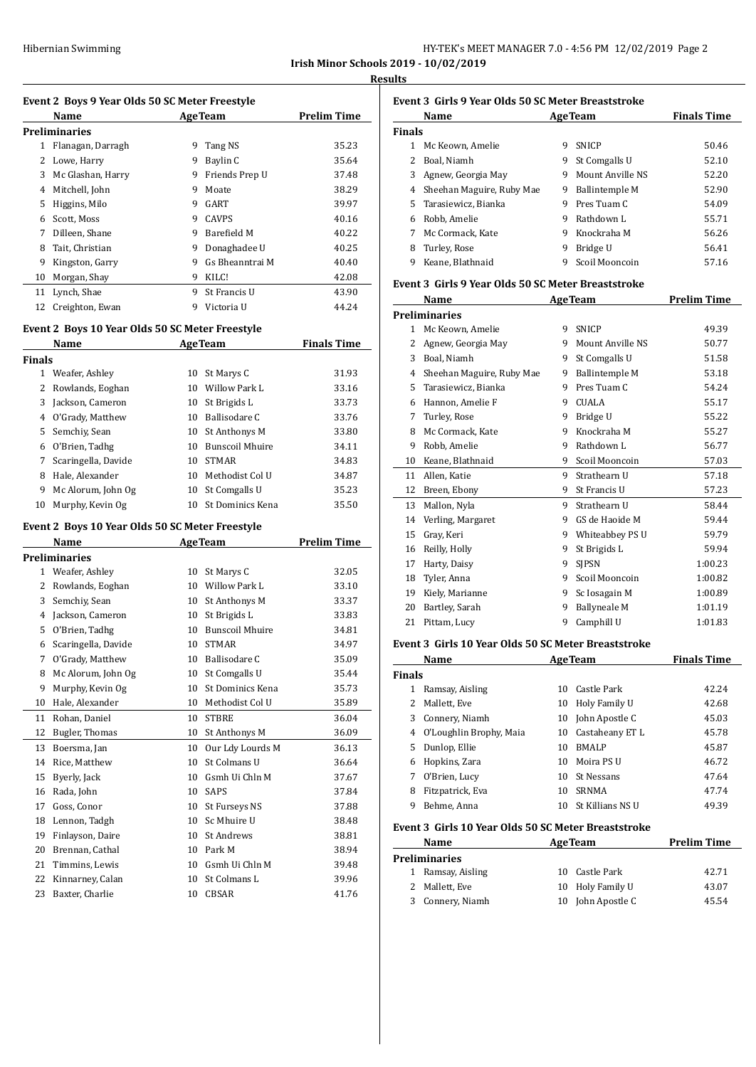**Irish Minor Schools 2019 - 10/02/2019**

**Results**

### Event 2 Boys 9 Year Olds 50 SC Meter Freestyle

| | Name | Age | Team | Prelim Time |
|---|---|---|---|---|
| **Preliminaries** | | | | |
| 1 | Flanagan, Darragh | 9 | Tang NS | 35.23 |
| 2 | Lowe, Harry | 9 | Baylin C | 35.64 |
| 3 | Mc Glashan, Harry | 9 | Friends Prep U | 37.48 |
| 4 | Mitchell, John | 9 | Moate | 38.29 |
| 5 | Higgins, Milo | 9 | GART | 39.97 |
| 6 | Scott, Moss | 9 | CAVPS | 40.16 |
| 7 | Dilleen, Shane | 9 | Barefield M | 40.22 |
| 8 | Tait, Christian | 9 | Donaghadee U | 40.25 |
| 9 | Kingston, Garry | 9 | Gs Bheanntrai M | 40.40 |
| 10 | Morgan, Shay | 9 | KILC! | 42.08 |
| 11 | Lynch, Shae | 9 | St Francis U | 43.90 |
| 12 | Creighton, Ewan | 9 | Victoria U | 44.24 |

### Event 2 Boys 10 Year Olds 50 SC Meter Freestyle

| | Name | Age | Team | Finals Time |
|---|---|---|---|---|
| **Finals** | | | | |
| 1 | Weafer, Ashley | 10 | St Marys C | 31.93 |
| 2 | Rowlands, Eoghan | 10 | Willow Park L | 33.16 |
| 3 | Jackson, Cameron | 10 | St Brigids L | 33.73 |
| 4 | O'Grady, Matthew | 10 | Ballisodare C | 33.76 |
| 5 | Semchiy, Sean | 10 | St Anthonys M | 33.80 |
| 6 | O'Brien, Tadhg | 10 | Bunscoil Mhuire | 34.11 |
| 7 | Scaringella, Davide | 10 | STMAR | 34.83 |
| 8 | Hale, Alexander | 10 | Methodist Col U | 34.87 |
| 9 | Mc Alorum, John Og | 10 | St Comgalls U | 35.23 |
| 10 | Murphy, Kevin Og | 10 | St Dominics Kena | 35.50 |

### Event 2 Boys 10 Year Olds 50 SC Meter Freestyle

| | Name | Age | Team | Prelim Time |
|---|---|---|---|---|
| **Preliminaries** | | | | |
| 1 | Weafer, Ashley | 10 | St Marys C | 32.05 |
| 2 | Rowlands, Eoghan | 10 | Willow Park L | 33.10 |
| 3 | Semchiy, Sean | 10 | St Anthonys M | 33.37 |
| 4 | Jackson, Cameron | 10 | St Brigids L | 33.83 |
| 5 | O'Brien, Tadhg | 10 | Bunscoil Mhuire | 34.81 |
| 6 | Scaringella, Davide | 10 | STMAR | 34.97 |
| 7 | O'Grady, Matthew | 10 | Ballisodare C | 35.09 |
| 8 | Mc Alorum, John Og | 10 | St Comgalls U | 35.44 |
| 9 | Murphy, Kevin Og | 10 | St Dominics Kena | 35.73 |
| 10 | Hale, Alexander | 10 | Methodist Col U | 35.89 |
| 11 | Rohan, Daniel | 10 | STBRE | 36.04 |
| 12 | Bugler, Thomas | 10 | St Anthonys M | 36.09 |
| 13 | Boersma, Jan | 10 | Our Ldy Lourds M | 36.13 |
| 14 | Rice, Matthew | 10 | St Colmans U | 36.64 |
| 15 | Byerly, Jack | 10 | Gsmh Ui Chln M | 37.67 |
| 16 | Rada, John | 10 | SAPS | 37.84 |
| 17 | Goss, Conor | 10 | St Furseys NS | 37.88 |
| 18 | Lennon, Tadgh | 10 | Sc Mhuire U | 38.48 |
| 19 | Finlayson, Daire | 10 | St Andrews | 38.81 |
| 20 | Brennan, Cathal | 10 | Park M | 38.94 |
| 21 | Timmins, Lewis | 10 | Gsmh Ui Chln M | 39.48 |
| 22 | Kinnarney, Calan | 10 | St Colmans L | 39.96 |
| 23 | Baxter, Charlie | 10 | CBSAR | 41.76 |

### Event 3 Girls 9 Year Olds 50 SC Meter Breaststroke

| | Name | Age | Team | Finals Time |
|---|---|---|---|---|
| **Finals** | | | | |
| 1 | Mc Keown, Amelie | 9 | SNICP | 50.46 |
| 2 | Boal, Niamh | 9 | St Comgalls U | 52.10 |
| 3 | Agnew, Georgia May | 9 | Mount Anville NS | 52.20 |
| 4 | Sheehan Maguire, Ruby Mae | 9 | Ballintemple M | 52.90 |
| 5 | Tarasiewicz, Bianka | 9 | Pres Tuam C | 54.09 |
| 6 | Robb, Amelie | 9 | Rathdown L | 55.71 |
| 7 | Mc Cormack, Kate | 9 | Knockraha M | 56.26 |
| 8 | Turley, Rose | 9 | Bridge U | 56.41 |
| 9 | Keane, Blathnaid | 9 | Scoil Mooncoin | 57.16 |

### Event 3 Girls 9 Year Olds 50 SC Meter Breaststroke

| | Name | Age | Team | Prelim Time |
|---|---|---|---|---|
| **Preliminaries** | | | | |
| 1 | Mc Keown, Amelie | 9 | SNICP | 49.39 |
| 2 | Agnew, Georgia May | 9 | Mount Anville NS | 50.77 |
| 3 | Boal, Niamh | 9 | St Comgalls U | 51.58 |
| 4 | Sheehan Maguire, Ruby Mae | 9 | Ballintemple M | 53.18 |
| 5 | Tarasiewicz, Bianka | 9 | Pres Tuam C | 54.24 |
| 6 | Hannon, Amelie F | 9 | CUALA | 55.17 |
| 7 | Turley, Rose | 9 | Bridge U | 55.22 |
| 8 | Mc Cormack, Kate | 9 | Knockraha M | 55.27 |
| 9 | Robb, Amelie | 9 | Rathdown L | 56.77 |
| 10 | Keane, Blathnaid | 9 | Scoil Mooncoin | 57.03 |
| 11 | Allen, Katie | 9 | Strathearn U | 57.18 |
| 12 | Breen, Ebony | 9 | St Francis U | 57.23 |
| 13 | Mallon, Nyla | 9 | Strathearn U | 58.44 |
| 14 | Verling, Margaret | 9 | GS de Haoide M | 59.44 |
| 15 | Gray, Keri | 9 | Whiteabbey PS U | 59.79 |
| 16 | Reilly, Holly | 9 | St Brigids L | 59.94 |
| 17 | Harty, Daisy | 9 | SJPSN | 1:00.23 |
| 18 | Tyler, Anna | 9 | Scoil Mooncoin | 1:00.82 |
| 19 | Kiely, Marianne | 9 | Sc Iosagain M | 1:00.89 |
| 20 | Bartley, Sarah | 9 | Ballyneale M | 1:01.19 |
| 21 | Pittam, Lucy | 9 | Camphill U | 1:01.83 |

### Event 3 Girls 10 Year Olds 50 SC Meter Breaststroke

| | Name | Age | Team | Finals Time |
|---|---|---|---|---|
| **Finals** | | | | |
| 1 | Ramsay, Aisling | 10 | Castle Park | 42.24 |
| 2 | Mallett, Eve | 10 | Holy Family U | 42.68 |
| 3 | Connery, Niamh | 10 | John Apostle C | 45.03 |
| 4 | O'Loughlin Brophy, Maia | 10 | Castaheany ET L | 45.78 |
| 5 | Dunlop, Ellie | 10 | BMALP | 45.87 |
| 6 | Hopkins, Zara | 10 | Moira PS U | 46.72 |
| 7 | O'Brien, Lucy | 10 | St Nessans | 47.64 |
| 8 | Fitzpatrick, Eva | 10 | SRNMA | 47.74 |
| 9 | Behme, Anna | 10 | St Killians NS U | 49.39 |

### Event 3 Girls 10 Year Olds 50 SC Meter Breaststroke

| | Name | Age | Team | Prelim Time |
|---|---|---|---|---|
| **Preliminaries** | | | | |
| 1 | Ramsay, Aisling | 10 | Castle Park | 42.71 |
| 2 | Mallett, Eve | 10 | Holy Family U | 43.07 |
| 3 | Connery, Niamh | 10 | John Apostle C | 45.54 |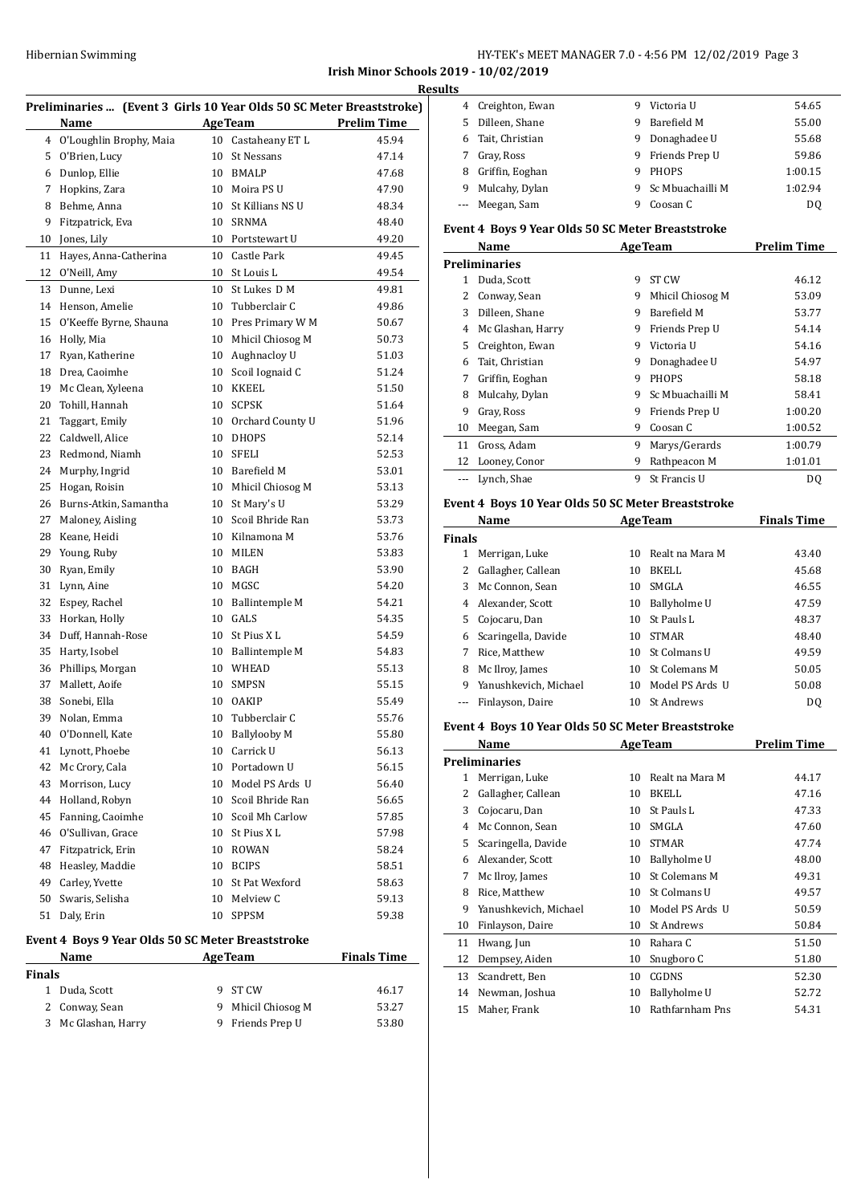## Irish Minor Schools 2019 - 10/02/2019

### Results

### Preliminaries ... (Event 3 Girls 10 Year Olds 50 SC Meter Breaststroke)

| | Name | Age | Team | Prelim Time |
|---|---|---|---|---|
| 4 | O'Loughlin Brophy, Maia | 10 | Castaheany ET L | 45.94 |
| 5 | O'Brien, Lucy | 10 | St Nessans | 47.14 |
| 6 | Dunlop, Ellie | 10 | BMALP | 47.68 |
| 7 | Hopkins, Zara | 10 | Moira PS U | 47.90 |
| 8 | Behme, Anna | 10 | St Killians NS U | 48.34 |
| 9 | Fitzpatrick, Eva | 10 | SRNMA | 48.40 |
| 10 | Jones, Lily | 10 | Portstewart U | 49.20 |
| 11 | Hayes, Anna-Catherina | 10 | Castle Park | 49.45 |
| 12 | O'Neill, Amy | 10 | St Louis L | 49.54 |
| 13 | Dunne, Lexi | 10 | St Lukes D M | 49.81 |
| 14 | Henson, Amelie | 10 | Tubberclair C | 49.86 |
| 15 | O'Keeffe Byrne, Shauna | 10 | Pres Primary W M | 50.67 |
| 16 | Holly, Mia | 10 | Mhicil Chiosog M | 50.73 |
| 17 | Ryan, Katherine | 10 | Aughnacloy U | 51.03 |
| 18 | Drea, Caoimhe | 10 | Scoil Iognaid C | 51.24 |
| 19 | Mc Clean, Xyleena | 10 | KKEEL | 51.50 |
| 20 | Tohill, Hannah | 10 | SCPSK | 51.64 |
| 21 | Taggart, Emily | 10 | Orchard County U | 51.96 |
| 22 | Caldwell, Alice | 10 | DHOPS | 52.14 |
| 23 | Redmond, Niamh | 10 | SFELI | 52.53 |
| 24 | Murphy, Ingrid | 10 | Barefield M | 53.01 |
| 25 | Hogan, Roisin | 10 | Mhicil Chiosog M | 53.13 |
| 26 | Burns-Atkin, Samantha | 10 | St Mary's U | 53.29 |
| 27 | Maloney, Aisling | 10 | Scoil Bhride Ran | 53.73 |
| 28 | Keane, Heidi | 10 | Kilnamona M | 53.76 |
| 29 | Young, Ruby | 10 | MILEN | 53.83 |
| 30 | Ryan, Emily | 10 | BAGH | 53.90 |
| 31 | Lynn, Aine | 10 | MGSC | 54.20 |
| 32 | Espey, Rachel | 10 | Ballintemple M | 54.21 |
| 33 | Horkan, Holly | 10 | GALS | 54.35 |
| 34 | Duff, Hannah-Rose | 10 | St Pius X L | 54.59 |
| 35 | Harty, Isobel | 10 | Ballintemple M | 54.83 |
| 36 | Phillips, Morgan | 10 | WHEAD | 55.13 |
| 37 | Mallett, Aoife | 10 | SMPSN | 55.15 |
| 38 | Sonebi, Ella | 10 | OAKIP | 55.49 |
| 39 | Nolan, Emma | 10 | Tubberclair C | 55.76 |
| 40 | O'Donnell, Kate | 10 | Ballylooby M | 55.80 |
| 41 | Lynott, Phoebe | 10 | Carrick U | 56.13 |
| 42 | Mc Crory, Cala | 10 | Portadown U | 56.15 |
| 43 | Morrison, Lucy | 10 | Model PS Ards U | 56.40 |
| 44 | Holland, Robyn | 10 | Scoil Bhride Ran | 56.65 |
| 45 | Fanning, Caoimhe | 10 | Scoil Mh Carlow | 57.85 |
| 46 | O'Sullivan, Grace | 10 | St Pius X L | 57.98 |
| 47 | Fitzpatrick, Erin | 10 | ROWAN | 58.24 |
| 48 | Heasley, Maddie | 10 | BCIPS | 58.51 |
| 49 | Carley, Yvette | 10 | St Pat Wexford | 58.63 |
| 50 | Swaris, Selisha | 10 | Melview C | 59.13 |
| 51 | Daly, Erin | 10 | SPPSM | 59.38 |

### Event 4 Boys 9 Year Olds 50 SC Meter Breaststroke

| | Name | Age | Team | Finals Time |
|---|---|---|---|---|
| **Finals** | | | | |
| 1 | Duda, Scott | 9 | ST CW | 46.17 |
| 2 | Conway, Sean | 9 | Mhicil Chiosog M | 53.27 |
| 3 | Mc Glashan, Harry | 9 | Friends Prep U | 53.80 |
| 4 | Creighton, Ewan | 9 | Victoria U | 54.65 |
| 5 | Dilleen, Shane | 9 | Barefield M | 55.00 |
| 6 | Tait, Christian | 9 | Donaghadee U | 55.68 |
| 7 | Gray, Ross | 9 | Friends Prep U | 59.86 |
| 8 | Griffin, Eoghan | 9 | PHOPS | 1:00.15 |
| 9 | Mulcahy, Dylan | 9 | Sc Mbuachailli M | 1:02.94 |
| --- | Meegan, Sam | 9 | Coosan C | DQ |

### Event 4 Boys 9 Year Olds 50 SC Meter Breaststroke

| | Name | Age | Team | Prelim Time |
|---|---|---|---|---|
| **Preliminaries** | | | | |
| 1 | Duda, Scott | 9 | ST CW | 46.12 |
| 2 | Conway, Sean | 9 | Mhicil Chiosog M | 53.09 |
| 3 | Dilleen, Shane | 9 | Barefield M | 53.77 |
| 4 | Mc Glashan, Harry | 9 | Friends Prep U | 54.14 |
| 5 | Creighton, Ewan | 9 | Victoria U | 54.16 |
| 6 | Tait, Christian | 9 | Donaghadee U | 54.97 |
| 7 | Griffin, Eoghan | 9 | PHOPS | 58.18 |
| 8 | Mulcahy, Dylan | 9 | Sc Mbuachailli M | 58.41 |
| 9 | Gray, Ross | 9 | Friends Prep U | 1:00.20 |
| 10 | Meegan, Sam | 9 | Coosan C | 1:00.52 |
| 11 | Gross, Adam | 9 | Marys/Gerards | 1:00.79 |
| 12 | Looney, Conor | 9 | Rathpeacon M | 1:01.01 |
| --- | Lynch, Shae | 9 | St Francis U | DQ |

### Event 4 Boys 10 Year Olds 50 SC Meter Breaststroke

| | Name | Age | Team | Finals Time |
|---|---|---|---|---|
| **Finals** | | | | |
| 1 | Merrigan, Luke | 10 | Realt na Mara M | 43.40 |
| 2 | Gallagher, Callean | 10 | BKELL | 45.68 |
| 3 | Mc Connon, Sean | 10 | SMGLA | 46.55 |
| 4 | Alexander, Scott | 10 | Ballyholme U | 47.59 |
| 5 | Cojocaru, Dan | 10 | St Pauls L | 48.37 |
| 6 | Scaringella, Davide | 10 | STMAR | 48.40 |
| 7 | Rice, Matthew | 10 | St Colmans U | 49.59 |
| 8 | Mc Ilroy, James | 10 | St Colemans M | 50.05 |
| 9 | Yanushkevich, Michael | 10 | Model PS Ards U | 50.08 |
| --- | Finlayson, Daire | 10 | St Andrews | DQ |

### Event 4 Boys 10 Year Olds 50 SC Meter Breaststroke

| | Name | Age | Team | Prelim Time |
|---|---|---|---|---|
| **Preliminaries** | | | | |
| 1 | Merrigan, Luke | 10 | Realt na Mara M | 44.17 |
| 2 | Gallagher, Callean | 10 | BKELL | 47.16 |
| 3 | Cojocaru, Dan | 10 | St Pauls L | 47.33 |
| 4 | Mc Connon, Sean | 10 | SMGLA | 47.60 |
| 5 | Scaringella, Davide | 10 | STMAR | 47.74 |
| 6 | Alexander, Scott | 10 | Ballyholme U | 48.00 |
| 7 | Mc Ilroy, James | 10 | St Colemans M | 49.31 |
| 8 | Rice, Matthew | 10 | St Colmans U | 49.57 |
| 9 | Yanushkevich, Michael | 10 | Model PS Ards U | 50.59 |
| 10 | Finlayson, Daire | 10 | St Andrews | 50.84 |
| 11 | Hwang, Jun | 10 | Rahara C | 51.50 |
| 12 | Dempsey, Aiden | 10 | Snugboro C | 51.80 |
| 13 | Scandrett, Ben | 10 | CGDNS | 52.30 |
| 14 | Newman, Joshua | 10 | Ballyholme U | 52.72 |
| 15 | Maher, Frank | 10 | Rathfarnham Pns | 54.31 |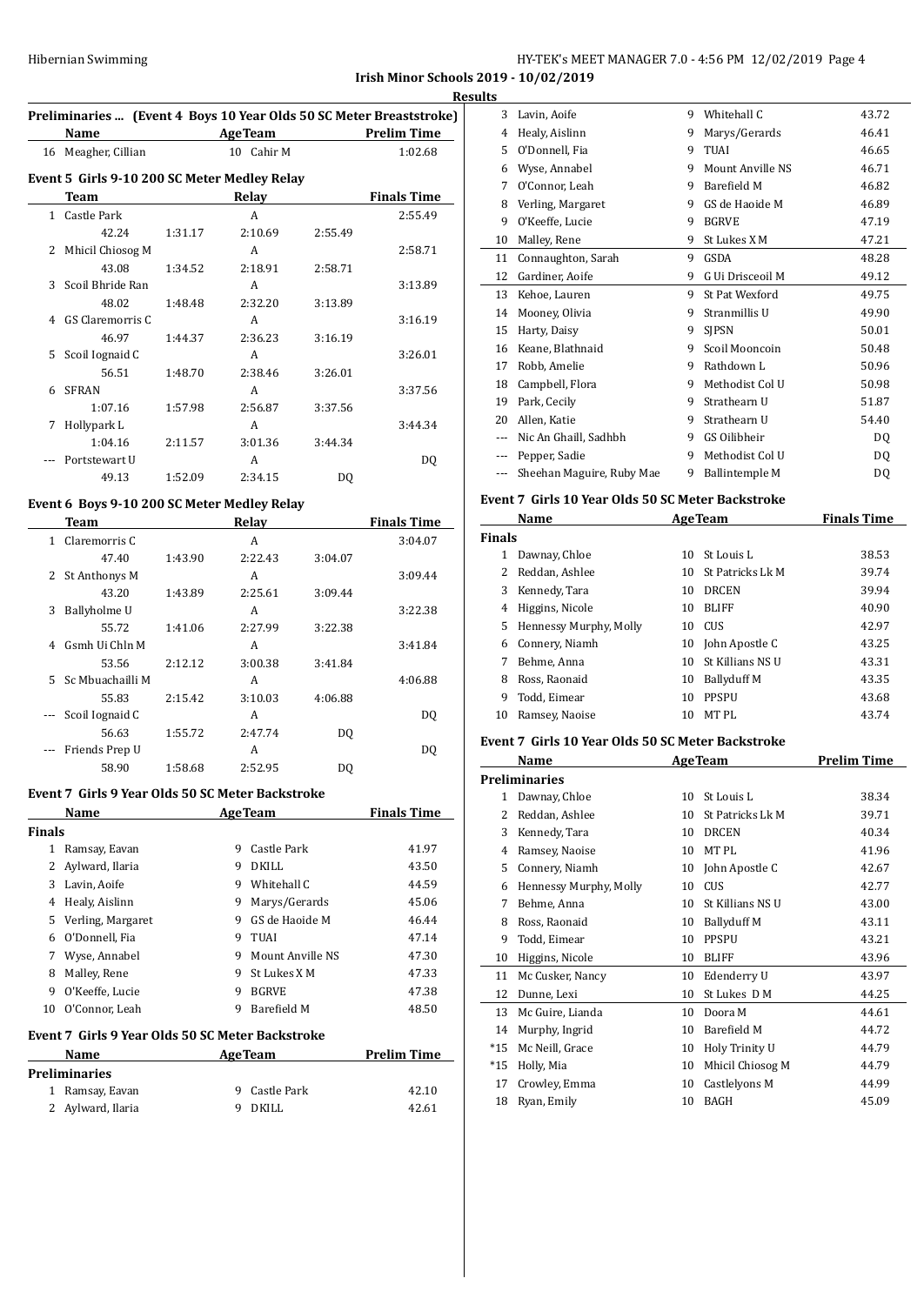**Irish Minor Schools 2019 - 10/02/2019**

**Results**

### Preliminaries ... (Event 4 Boys 10 Year Olds 50 SC Meter Breaststroke)

| | Name | Age | Team | Prelim Time |
|---|---|---|---|---|
| 16 | Meagher, Cillian | 10 | Cahir M | 1:02.68 |

### Event 5 Girls 9-10 200 SC Meter Medley Relay

| | Team | | Relay | | Finals Time |
|---|---|---|---|---|---|
| 1 | Castle Park | | A | | 2:55.49 |
| | 42.24 | 1:31.17 | 2:10.69 | 2:55.49 | |
| 2 | Mhicil Chiosog M | | A | | 2:58.71 |
| | 43.08 | 1:34.52 | 2:18.91 | 2:58.71 | |
| 3 | Scoil Bhride Ran | | A | | 3:13.89 |
| | 48.02 | 1:48.48 | 2:32.20 | 3:13.89 | |
| 4 | GS Claremorris C | | A | | 3:16.19 |
| | 46.97 | 1:44.37 | 2:36.23 | 3:16.19 | |
| 5 | Scoil Iognaid C | | A | | 3:26.01 |
| | 56.51 | 1:48.70 | 2:38.46 | 3:26.01 | |
| 6 | SFRAN | | A | | 3:37.56 |
| | 1:07.16 | 1:57.98 | 2:56.87 | 3:37.56 | |
| 7 | Hollypark L | | A | | 3:44.34 |
| | 1:04.16 | 2:11.57 | 3:01.36 | 3:44.34 | |
| --- | Portstewart U | | A | | DQ |
| | 49.13 | 1:52.09 | 2:34.15 | DQ | |

### Event 6 Boys 9-10 200 SC Meter Medley Relay

| | Team | | Relay | | Finals Time |
|---|---|---|---|---|---|
| 1 | Claremorris C | | A | | 3:04.07 |
| | 47.40 | 1:43.90 | 2:22.43 | 3:04.07 | |
| 2 | St Anthonys M | | A | | 3:09.44 |
| | 43.20 | 1:43.89 | 2:25.61 | 3:09.44 | |
| 3 | Ballyholme U | | A | | 3:22.38 |
| | 55.72 | 1:41.06 | 2:27.99 | 3:22.38 | |
| 4 | Gsmh Ui Chln M | | A | | 3:41.84 |
| | 53.56 | 2:12.12 | 3:00.38 | 3:41.84 | |
| 5 | Sc Mbuachailli M | | A | | 4:06.88 |
| | 55.83 | 2:15.42 | 3:10.03 | 4:06.88 | |
| --- | Scoil Iognaid C | | A | | DQ |
| | 56.63 | 1:55.72 | 2:47.74 | DQ | |
| --- | Friends Prep U | | A | | DQ |
| | 58.90 | 1:58.68 | 2:52.95 | DQ | |

### Event 7 Girls 9 Year Olds 50 SC Meter Backstroke

| | Name | Age | Team | Finals Time |
|---|---|---|---|---|
| **Finals** | | | | |
| 1 | Ramsay, Eavan | 9 | Castle Park | 41.97 |
| 2 | Aylward, Ilaria | 9 | DKILL | 43.50 |
| 3 | Lavin, Aoife | 9 | Whitehall C | 44.59 |
| 4 | Healy, Aislinn | 9 | Marys/Gerards | 45.06 |
| 5 | Verling, Margaret | 9 | GS de Haoide M | 46.44 |
| 6 | O'Donnell, Fia | 9 | TUAI | 47.14 |
| 7 | Wyse, Annabel | 9 | Mount Anville NS | 47.30 |
| 8 | Malley, Rene | 9 | St Lukes X M | 47.33 |
| 9 | O'Keeffe, Lucie | 9 | BGRVE | 47.38 |
| 10 | O'Connor, Leah | 9 | Barefield M | 48.50 |

### Event 7 Girls 9 Year Olds 50 SC Meter Backstroke

| | Name | Age | Team | Prelim Time |
|---|---|---|---|---|
| **Preliminaries** | | | | |
| 1 | Ramsay, Eavan | 9 | Castle Park | 42.10 |
| 2 | Aylward, Ilaria | 9 | DKILL | 42.61 |
| 3 | Lavin, Aoife | 9 | Whitehall C | 43.72 |
| 4 | Healy, Aislinn | 9 | Marys/Gerards | 46.41 |
| 5 | O'Donnell, Fia | 9 | TUAI | 46.65 |
| 6 | Wyse, Annabel | 9 | Mount Anville NS | 46.71 |
| 7 | O'Connor, Leah | 9 | Barefield M | 46.82 |
| 8 | Verling, Margaret | 9 | GS de Haoide M | 46.89 |
| 9 | O'Keeffe, Lucie | 9 | BGRVE | 47.19 |
| 10 | Malley, Rene | 9 | St Lukes X M | 47.21 |
| 11 | Connaughton, Sarah | 9 | GSDA | 48.28 |
| 12 | Gardiner, Aoife | 9 | G Ui Drisceoil M | 49.12 |
| 13 | Kehoe, Lauren | 9 | St Pat Wexford | 49.75 |
| 14 | Mooney, Olivia | 9 | Stranmillis U | 49.90 |
| 15 | Harty, Daisy | 9 | SJPSN | 50.01 |
| 16 | Keane, Blathnaid | 9 | Scoil Mooncoin | 50.48 |
| 17 | Robb, Amelie | 9 | Rathdown L | 50.96 |
| 18 | Campbell, Flora | 9 | Methodist Col U | 50.98 |
| 19 | Park, Cecily | 9 | Strathearn U | 51.87 |
| 20 | Allen, Katie | 9 | Strathearn U | 54.40 |
| --- | Nic An Ghaill, Sadhbh | 9 | GS Oilibheir | DQ |
| --- | Pepper, Sadie | 9 | Methodist Col U | DQ |
| --- | Sheehan Maguire, Ruby Mae | 9 | Ballintemple M | DQ |

### Event 7 Girls 10 Year Olds 50 SC Meter Backstroke

| | Name | Age | Team | Finals Time |
|---|---|---|---|---|
| **Finals** | | | | |
| 1 | Dawnay, Chloe | 10 | St Louis L | 38.53 |
| 2 | Reddan, Ashlee | 10 | St Patricks Lk M | 39.74 |
| 3 | Kennedy, Tara | 10 | DRCEN | 39.94 |
| 4 | Higgins, Nicole | 10 | BLIFF | 40.90 |
| 5 | Hennessy Murphy, Molly | 10 | CUS | 42.97 |
| 6 | Connery, Niamh | 10 | John Apostle C | 43.25 |
| 7 | Behme, Anna | 10 | St Killians NS U | 43.31 |
| 8 | Ross, Raonaid | 10 | Ballyduff M | 43.35 |
| 9 | Todd, Eimear | 10 | PPSPU | 43.68 |
| 10 | Ramsey, Naoise | 10 | MT PL | 43.74 |

### Event 7 Girls 10 Year Olds 50 SC Meter Backstroke

| | Name | Age | Team | Prelim Time |
|---|---|---|---|---|
| **Preliminaries** | | | | |
| 1 | Dawnay, Chloe | 10 | St Louis L | 38.34 |
| 2 | Reddan, Ashlee | 10 | St Patricks Lk M | 39.71 |
| 3 | Kennedy, Tara | 10 | DRCEN | 40.34 |
| 4 | Ramsey, Naoise | 10 | MT PL | 41.96 |
| 5 | Connery, Niamh | 10 | John Apostle C | 42.67 |
| 6 | Hennessy Murphy, Molly | 10 | CUS | 42.77 |
| 7 | Behme, Anna | 10 | St Killians NS U | 43.00 |
| 8 | Ross, Raonaid | 10 | Ballyduff M | 43.11 |
| 9 | Todd, Eimear | 10 | PPSPU | 43.21 |
| 10 | Higgins, Nicole | 10 | BLIFF | 43.96 |
| 11 | Mc Cusker, Nancy | 10 | Edenderry U | 43.97 |
| 12 | Dunne, Lexi | 10 | St Lukes D M | 44.25 |
| 13 | Mc Guire, Lianda | 10 | Doora M | 44.61 |
| 14 | Murphy, Ingrid | 10 | Barefield M | 44.72 |
| *15 | Mc Neill, Grace | 10 | Holy Trinity U | 44.79 |
| *15 | Holly, Mia | 10 | Mhicil Chiosog M | 44.79 |
| 17 | Crowley, Emma | 10 | Castlelyons M | 44.99 |
| 18 | Ryan, Emily | 10 | BAGH | 45.09 |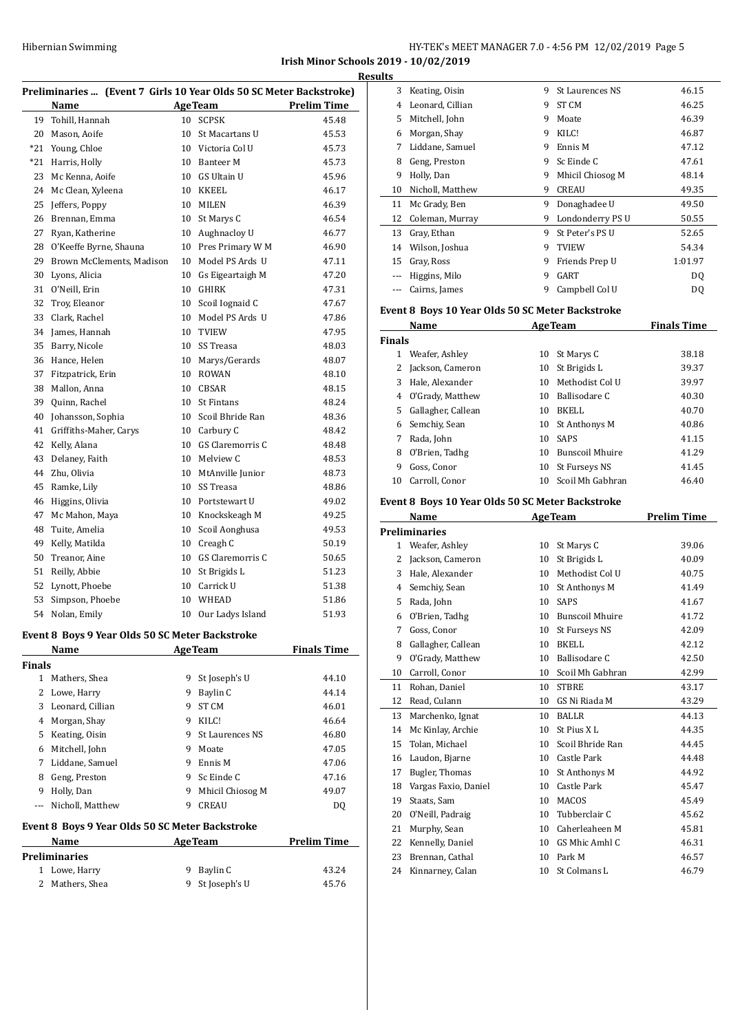## Irish Minor Schools 2019 - 10/02/2019

### Results

**Preliminaries ... (Event 7 Girls 10 Year Olds 50 SC Meter Backstroke)**

| | Name | Age | Team | Prelim Time |
|---|---|---|---|---|
| 19 | Tohill, Hannah | 10 | SCPSK | 45.48 |
| 20 | Mason, Aoife | 10 | St Macartans U | 45.53 |
| *21 | Young, Chloe | 10 | Victoria Col U | 45.73 |
| *21 | Harris, Holly | 10 | Banteer M | 45.73 |
| 23 | Mc Kenna, Aoife | 10 | GS Ultain U | 45.96 |
| 24 | Mc Clean, Xyleena | 10 | KKEEL | 46.17 |
| 25 | Jeffers, Poppy | 10 | MILEN | 46.39 |
| 26 | Brennan, Emma | 10 | St Marys C | 46.54 |
| 27 | Ryan, Katherine | 10 | Aughnacloy U | 46.77 |
| 28 | O'Keeffe Byrne, Shauna | 10 | Pres Primary W M | 46.90 |
| 29 | Brown McClements, Madison | 10 | Model PS Ards U | 47.11 |
| 30 | Lyons, Alicia | 10 | Gs Eigeartaigh M | 47.20 |
| 31 | O'Neill, Erin | 10 | GHIRK | 47.31 |
| 32 | Troy, Eleanor | 10 | Scoil Iognaid C | 47.67 |
| 33 | Clark, Rachel | 10 | Model PS Ards U | 47.86 |
| 34 | James, Hannah | 10 | TVIEW | 47.95 |
| 35 | Barry, Nicole | 10 | SS Treasa | 48.03 |
| 36 | Hance, Helen | 10 | Marys/Gerards | 48.07 |
| 37 | Fitzpatrick, Erin | 10 | ROWAN | 48.10 |
| 38 | Mallon, Anna | 10 | CBSAR | 48.15 |
| 39 | Quinn, Rachel | 10 | St Fintans | 48.24 |
| 40 | Johansson, Sophia | 10 | Scoil Bhride Ran | 48.36 |
| 41 | Griffiths-Maher, Carys | 10 | Carbury C | 48.42 |
| 42 | Kelly, Alana | 10 | GS Claremorris C | 48.48 |
| 43 | Delaney, Faith | 10 | Melview C | 48.53 |
| 44 | Zhu, Olivia | 10 | MtAnville Junior | 48.73 |
| 45 | Ramke, Lily | 10 | SS Treasa | 48.86 |
| 46 | Higgins, Olivia | 10 | Portstewart U | 49.02 |
| 47 | Mc Mahon, Maya | 10 | Knockskeagh M | 49.25 |
| 48 | Tuite, Amelia | 10 | Scoil Aonghusa | 49.53 |
| 49 | Kelly, Matilda | 10 | Creagh C | 50.19 |
| 50 | Treanor, Aine | 10 | GS Claremorris C | 50.65 |
| 51 | Reilly, Abbie | 10 | St Brigids L | 51.23 |
| 52 | Lynott, Phoebe | 10 | Carrick U | 51.38 |
| 53 | Simpson, Phoebe | 10 | WHEAD | 51.86 |
| 54 | Nolan, Emily | 10 | Our Ladys Island | 51.93 |

**Event 8 Boys 9 Year Olds 50 SC Meter Backstroke**

| | Name | Age | Team | Finals Time |
|---|---|---|---|---|
| **Finals** | | | | |
| 1 | Mathers, Shea | 9 | St Joseph's U | 44.10 |
| 2 | Lowe, Harry | 9 | Baylin C | 44.14 |
| 3 | Leonard, Cillian | 9 | ST CM | 46.01 |
| 4 | Morgan, Shay | 9 | KILC! | 46.64 |
| 5 | Keating, Oisin | 9 | St Laurences NS | 46.80 |
| 6 | Mitchell, John | 9 | Moate | 47.05 |
| 7 | Liddane, Samuel | 9 | Ennis M | 47.06 |
| 8 | Geng, Preston | 9 | Sc Einde C | 47.16 |
| 9 | Holly, Dan | 9 | Mhicil Chiosog M | 49.07 |
| --- | Nicholl, Matthew | 9 | CREAU | DQ |

**Event 8 Boys 9 Year Olds 50 SC Meter Backstroke**

| | Name | Age | Team | Prelim Time |
|---|---|---|---|---|
| **Preliminaries** | | | | |
| 1 | Lowe, Harry | 9 | Baylin C | 43.24 |
| 2 | Mathers, Shea | 9 | St Joseph's U | 45.76 |
| 3 | Keating, Oisin | 9 | St Laurences NS | 46.15 |
| 4 | Leonard, Cillian | 9 | ST CM | 46.25 |
| 5 | Mitchell, John | 9 | Moate | 46.39 |
| 6 | Morgan, Shay | 9 | KILC! | 46.87 |
| 7 | Liddane, Samuel | 9 | Ennis M | 47.12 |
| 8 | Geng, Preston | 9 | Sc Einde C | 47.61 |
| 9 | Holly, Dan | 9 | Mhicil Chiosog M | 48.14 |
| 10 | Nicholl, Matthew | 9 | CREAU | 49.35 |
| 11 | Mc Grady, Ben | 9 | Donaghadee U | 49.50 |
| 12 | Coleman, Murray | 9 | Londonderry PS U | 50.55 |
| 13 | Gray, Ethan | 9 | St Peter's PS U | 52.65 |
| 14 | Wilson, Joshua | 9 | TVIEW | 54.34 |
| 15 | Gray, Ross | 9 | Friends Prep U | 1:01.97 |
| --- | Higgins, Milo | 9 | GART | DQ |
| --- | Cairns, James | 9 | Campbell Col U | DQ |

**Event 8 Boys 10 Year Olds 50 SC Meter Backstroke**

| | Name | Age | Team | Finals Time |
|---|---|---|---|---|
| **Finals** | | | | |
| 1 | Weafer, Ashley | 10 | St Marys C | 38.18 |
| 2 | Jackson, Cameron | 10 | St Brigids L | 39.37 |
| 3 | Hale, Alexander | 10 | Methodist Col U | 39.97 |
| 4 | O'Grady, Matthew | 10 | Ballisodare C | 40.30 |
| 5 | Gallagher, Callean | 10 | BKELL | 40.70 |
| 6 | Semchiy, Sean | 10 | St Anthonys M | 40.86 |
| 7 | Rada, John | 10 | SAPS | 41.15 |
| 8 | O'Brien, Tadhg | 10 | Bunscoil Mhuire | 41.29 |
| 9 | Goss, Conor | 10 | St Furseys NS | 41.45 |
| 10 | Carroll, Conor | 10 | Scoil Mh Gabhran | 46.40 |

**Event 8 Boys 10 Year Olds 50 SC Meter Backstroke**

| | Name | Age | Team | Prelim Time |
|---|---|---|---|---|
| **Preliminaries** | | | | |
| 1 | Weafer, Ashley | 10 | St Marys C | 39.06 |
| 2 | Jackson, Cameron | 10 | St Brigids L | 40.09 |
| 3 | Hale, Alexander | 10 | Methodist Col U | 40.75 |
| 4 | Semchiy, Sean | 10 | St Anthonys M | 41.49 |
| 5 | Rada, John | 10 | SAPS | 41.67 |
| 6 | O'Brien, Tadhg | 10 | Bunscoil Mhuire | 41.72 |
| 7 | Goss, Conor | 10 | St Furseys NS | 42.09 |
| 8 | Gallagher, Callean | 10 | BKELL | 42.12 |
| 9 | O'Grady, Matthew | 10 | Ballisodare C | 42.50 |
| 10 | Carroll, Conor | 10 | Scoil Mh Gabhran | 42.99 |
| 11 | Rohan, Daniel | 10 | STBRE | 43.17 |
| 12 | Read, Culann | 10 | GS Ni Riada M | 43.29 |
| 13 | Marchenko, Ignat | 10 | BALLR | 44.13 |
| 14 | Mc Kinlay, Archie | 10 | St Pius X L | 44.35 |
| 15 | Tolan, Michael | 10 | Scoil Bhride Ran | 44.45 |
| 16 | Laudon, Bjarne | 10 | Castle Park | 44.48 |
| 17 | Bugler, Thomas | 10 | St Anthonys M | 44.92 |
| 18 | Vargas Faxio, Daniel | 10 | Castle Park | 45.47 |
| 19 | Staats, Sam | 10 | MACOS | 45.49 |
| 20 | O'Neill, Padraig | 10 | Tubberclair C | 45.62 |
| 21 | Murphy, Sean | 10 | Caherleaheen M | 45.81 |
| 22 | Kennelly, Daniel | 10 | GS Mhic Amhl C | 46.31 |
| 23 | Brennan, Cathal | 10 | Park M | 46.57 |
| 24 | Kinnarney, Calan | 10 | St Colmans L | 46.79 |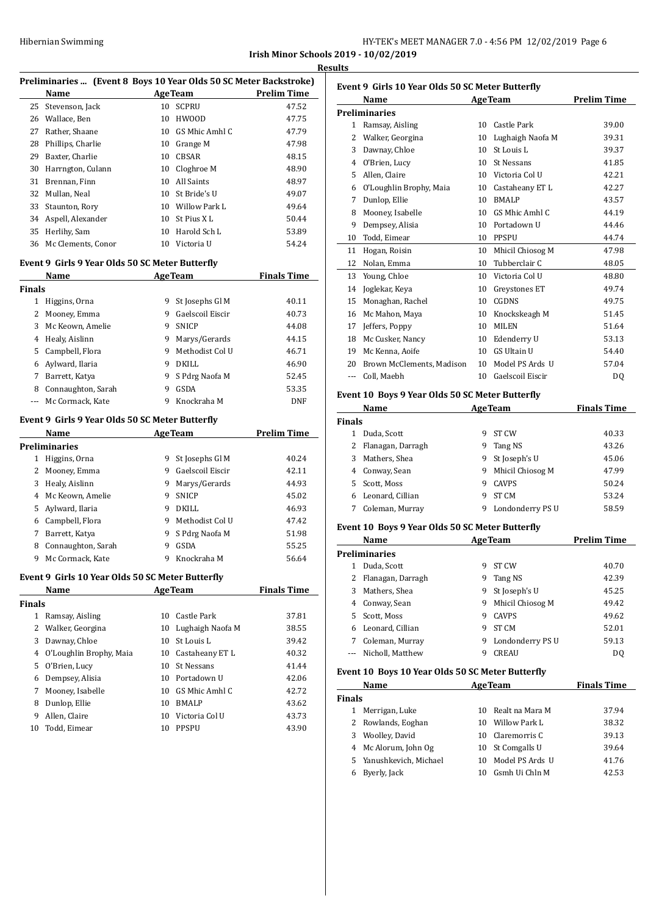## Irish Minor Schools 2019 - 10/02/2019

### Results

#### Preliminaries ... (Event 8 Boys 10 Year Olds 50 SC Meter Backstroke)

| | Name | Age | Team | Prelim Time |
|---|---|---|---|---|
| 25 | Stevenson, Jack | 10 | SCPRU | 47.52 |
| 26 | Wallace, Ben | 10 | HWOOD | 47.75 |
| 27 | Rather, Shaane | 10 | GS Mhic Amhl C | 47.79 |
| 28 | Phillips, Charlie | 10 | Grange M | 47.98 |
| 29 | Baxter, Charlie | 10 | CBSAR | 48.15 |
| 30 | Harrngton, Culann | 10 | Cloghroe M | 48.90 |
| 31 | Brennan, Finn | 10 | All Saints | 48.97 |
| 32 | Mullan, Neal | 10 | St Bride's U | 49.07 |
| 33 | Staunton, Rory | 10 | Willow Park L | 49.64 |
| 34 | Aspell, Alexander | 10 | St Pius X L | 50.44 |
| 35 | Herlihy, Sam | 10 | Harold Sch L | 53.89 |
| 36 | Mc Clements, Conor | 10 | Victoria U | 54.24 |

#### Event 9 Girls 9 Year Olds 50 SC Meter Butterfly

| | Name | Age | Team | Finals Time |
|---|---|---|---|---|
| **Finals** | | | | |
| 1 | Higgins, Orna | 9 | St Josephs Gl M | 40.11 |
| 2 | Mooney, Emma | 9 | Gaelscoil Eiscir | 40.73 |
| 3 | Mc Keown, Amelie | 9 | SNICP | 44.08 |
| 4 | Healy, Aislinn | 9 | Marys/Gerards | 44.15 |
| 5 | Campbell, Flora | 9 | Methodist Col U | 46.71 |
| 6 | Aylward, Ilaria | 9 | DKILL | 46.90 |
| 7 | Barrett, Katya | 9 | S Pdrg Naofa M | 52.45 |
| 8 | Connaughton, Sarah | 9 | GSDA | 53.35 |
| --- | Mc Cormack, Kate | 9 | Knockraha M | DNF |

#### Event 9 Girls 9 Year Olds 50 SC Meter Butterfly

| | Name | Age | Team | Prelim Time |
|---|---|---|---|---|
| **Preliminaries** | | | | |
| 1 | Higgins, Orna | 9 | St Josephs Gl M | 40.24 |
| 2 | Mooney, Emma | 9 | Gaelscoil Eiscir | 42.11 |
| 3 | Healy, Aislinn | 9 | Marys/Gerards | 44.93 |
| 4 | Mc Keown, Amelie | 9 | SNICP | 45.02 |
| 5 | Aylward, Ilaria | 9 | DKILL | 46.93 |
| 6 | Campbell, Flora | 9 | Methodist Col U | 47.42 |
| 7 | Barrett, Katya | 9 | S Pdrg Naofa M | 51.98 |
| 8 | Connaughton, Sarah | 9 | GSDA | 55.25 |
| 9 | Mc Cormack, Kate | 9 | Knockraha M | 56.64 |

#### Event 9 Girls 10 Year Olds 50 SC Meter Butterfly

| | Name | Age | Team | Finals Time |
|---|---|---|---|---|
| **Finals** | | | | |
| 1 | Ramsay, Aisling | 10 | Castle Park | 37.81 |
| 2 | Walker, Georgina | 10 | Lughaigh Naofa M | 38.55 |
| 3 | Dawnay, Chloe | 10 | St Louis L | 39.42 |
| 4 | O'Loughlin Brophy, Maia | 10 | Castaheany ET L | 40.32 |
| 5 | O'Brien, Lucy | 10 | St Nessans | 41.44 |
| 6 | Dempsey, Alisia | 10 | Portadown U | 42.06 |
| 7 | Mooney, Isabelle | 10 | GS Mhic Amhl C | 42.72 |
| 8 | Dunlop, Ellie | 10 | BMALP | 43.62 |
| 9 | Allen, Claire | 10 | Victoria Col U | 43.73 |
| 10 | Todd, Eimear | 10 | PPSPU | 43.90 |

#### Event 9 Girls 10 Year Olds 50 SC Meter Butterfly

| | Name | Age | Team | Prelim Time |
|---|---|---|---|---|
| **Preliminaries** | | | | |
| 1 | Ramsay, Aisling | 10 | Castle Park | 39.00 |
| 2 | Walker, Georgina | 10 | Lughaigh Naofa M | 39.31 |
| 3 | Dawnay, Chloe | 10 | St Louis L | 39.37 |
| 4 | O'Brien, Lucy | 10 | St Nessans | 41.85 |
| 5 | Allen, Claire | 10 | Victoria Col U | 42.21 |
| 6 | O'Loughlin Brophy, Maia | 10 | Castaheany ET L | 42.27 |
| 7 | Dunlop, Ellie | 10 | BMALP | 43.57 |
| 8 | Mooney, Isabelle | 10 | GS Mhic Amhl C | 44.19 |
| 9 | Dempsey, Alisia | 10 | Portadown U | 44.46 |
| 10 | Todd, Eimear | 10 | PPSPU | 44.74 |
| 11 | Hogan, Roisin | 10 | Mhicil Chiosog M | 47.98 |
| 12 | Nolan, Emma | 10 | Tubberclair C | 48.05 |
| 13 | Young, Chloe | 10 | Victoria Col U | 48.80 |
| 14 | Joglekar, Keya | 10 | Greystones ET | 49.74 |
| 15 | Monaghan, Rachel | 10 | CGDNS | 49.75 |
| 16 | Mc Mahon, Maya | 10 | Knockskeagh M | 51.45 |
| 17 | Jeffers, Poppy | 10 | MILEN | 51.64 |
| 18 | Mc Cusker, Nancy | 10 | Edenderry U | 53.13 |
| 19 | Mc Kenna, Aoife | 10 | GS Ultain U | 54.40 |
| 20 | Brown McClements, Madison | 10 | Model PS Ards U | 57.04 |
| --- | Coll, Maebh | 10 | Gaelscoil Eiscir | DQ |

#### Event 10 Boys 9 Year Olds 50 SC Meter Butterfly

| | Name | Age | Team | Finals Time |
|---|---|---|---|---|
| **Finals** | | | | |
| 1 | Duda, Scott | 9 | ST CW | 40.33 |
| 2 | Flanagan, Darragh | 9 | Tang NS | 43.26 |
| 3 | Mathers, Shea | 9 | St Joseph's U | 45.06 |
| 4 | Conway, Sean | 9 | Mhicil Chiosog M | 47.99 |
| 5 | Scott, Moss | 9 | CAVPS | 50.24 |
| 6 | Leonard, Cillian | 9 | ST CM | 53.24 |
| 7 | Coleman, Murray | 9 | Londonderry PS U | 58.59 |

#### Event 10 Boys 9 Year Olds 50 SC Meter Butterfly

| | Name | Age | Team | Prelim Time |
|---|---|---|---|---|
| **Preliminaries** | | | | |
| 1 | Duda, Scott | 9 | ST CW | 40.70 |
| 2 | Flanagan, Darragh | 9 | Tang NS | 42.39 |
| 3 | Mathers, Shea | 9 | St Joseph's U | 45.25 |
| 4 | Conway, Sean | 9 | Mhicil Chiosog M | 49.42 |
| 5 | Scott, Moss | 9 | CAVPS | 49.62 |
| 6 | Leonard, Cillian | 9 | ST CM | 52.01 |
| 7 | Coleman, Murray | 9 | Londonderry PS U | 59.13 |
| --- | Nicholl, Matthew | 9 | CREAU | DQ |

#### Event 10 Boys 10 Year Olds 50 SC Meter Butterfly

| | Name | Age | Team | Finals Time |
|---|---|---|---|---|
| **Finals** | | | | |
| 1 | Merrigan, Luke | 10 | Realt na Mara M | 37.94 |
| 2 | Rowlands, Eoghan | 10 | Willow Park L | 38.32 |
| 3 | Woolley, David | 10 | Claremorris C | 39.13 |
| 4 | Mc Alorum, John Og | 10 | St Comgalls U | 39.64 |
| 5 | Yanushkevich, Michael | 10 | Model PS Ards U | 41.76 |
| 6 | Byerly, Jack | 10 | Gsmh Ui Chln M | 42.53 |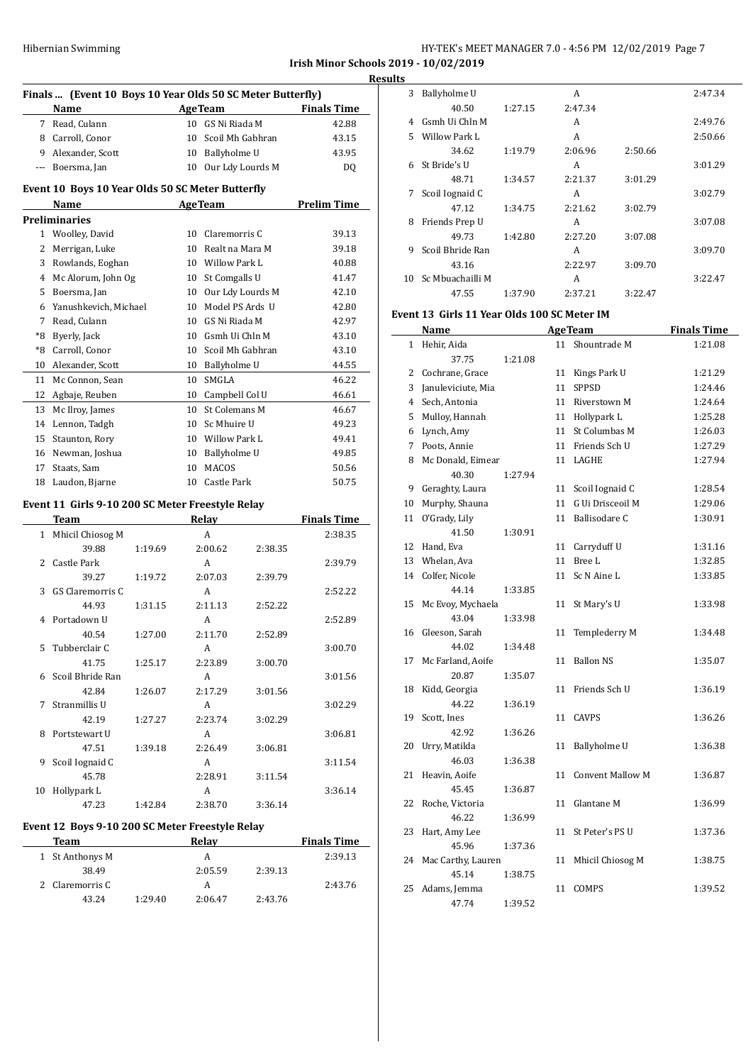**Irish Minor Schools 2019 - 10/02/2019**

**Results**

### Finals ... (Event 10 Boys 10 Year Olds 50 SC Meter Butterfly)

| | Name | Age | Team | Finals Time |
|---|---|---|---|---|
| 7 | Read, Culann | 10 | GS Ni Riada M | 42.88 |
| 8 | Carroll, Conor | 10 | Scoil Mh Gabhran | 43.15 |
| 9 | Alexander, Scott | 10 | Ballyholme U | 43.95 |
| --- | Boersma, Jan | 10 | Our Ldy Lourds M | DQ |

### Event 10 Boys 10 Year Olds 50 SC Meter Butterfly

| | Name | Age | Team | Prelim Time |
|---|---|---|---|---|
| **Preliminaries** | | | | |
| 1 | Woolley, David | 10 | Claremorris C | 39.13 |
| 2 | Merrigan, Luke | 10 | Realt na Mara M | 39.18 |
| 3 | Rowlands, Eoghan | 10 | Willow Park L | 40.88 |
| 4 | Mc Alorum, John Og | 10 | St Comgalls U | 41.47 |
| 5 | Boersma, Jan | 10 | Our Ldy Lourds M | 42.10 |
| 6 | Yanushkevich, Michael | 10 | Model PS Ards U | 42.80 |
| 7 | Read, Culann | 10 | GS Ni Riada M | 42.97 |
| *8 | Byerly, Jack | 10 | Gsmh Ui Chln M | 43.10 |
| *8 | Carroll, Conor | 10 | Scoil Mh Gabhran | 43.10 |
| 10 | Alexander, Scott | 10 | Ballyholme U | 44.55 |
| 11 | Mc Connon, Sean | 10 | SMGLA | 46.22 |
| 12 | Agbaje, Reuben | 10 | Campbell Col U | 46.61 |
| 13 | Mc Ilroy, James | 10 | St Colemans M | 46.67 |
| 14 | Lennon, Tadgh | 10 | Sc Mhuire U | 49.23 |
| 15 | Staunton, Rory | 10 | Willow Park L | 49.41 |
| 16 | Newman, Joshua | 10 | Ballyholme U | 49.85 |
| 17 | Staats, Sam | 10 | MACOS | 50.56 |
| 18 | Laudon, Bjarne | 10 | Castle Park | 50.75 |

### Event 11 Girls 9-10 200 SC Meter Freestyle Relay

| | Team | | Relay | | Finals Time |
|---|---|---|---|---|---|
| 1 | Mhicil Chiosog M | | A | | 2:38.35 |
| | 39.88 | 1:19.69 | 2:00.62 | 2:38.35 | |
| 2 | Castle Park | | A | | 2:39.79 |
| | 39.27 | 1:19.72 | 2:07.03 | 2:39.79 | |
| 3 | GS Claremorris C | | A | | 2:52.22 |
| | 44.93 | 1:31.15 | 2:11.13 | 2:52.22 | |
| 4 | Portadown U | | A | | 2:52.89 |
| | 40.54 | 1:27.00 | 2:11.70 | 2:52.89 | |
| 5 | Tubberclair C | | A | | 3:00.70 |
| | 41.75 | 1:25.17 | 2:23.89 | 3:00.70 | |
| 6 | Scoil Bhride Ran | | A | | 3:01.56 |
| | 42.84 | 1:26.07 | 2:17.29 | 3:01.56 | |
| 7 | Stranmillis U | | A | | 3:02.29 |
| | 42.19 | 1:27.27 | 2:23.74 | 3:02.29 | |
| 8 | Portstewart U | | A | | 3:06.81 |
| | 47.51 | 1:39.18 | 2:26.49 | 3:06.81 | |
| 9 | Scoil Iognaid C | | A | | 3:11.54 |
| | 45.78 | | 2:28.91 | 3:11.54 | |
| 10 | Hollypark L | | A | | 3:36.14 |
| | 47.23 | 1:42.84 | 2:38.70 | 3:36.14 | |

### Event 12 Boys 9-10 200 SC Meter Freestyle Relay

| | Team | | Relay | | Finals Time |
|---|---|---|---|---|---|
| 1 | St Anthonys M | | A | | 2:39.13 |
| | 38.49 | | 2:05.59 | 2:39.13 | |
| 2 | Claremorris C | | A | | 2:43.76 |
| | 43.24 | 1:29.40 | 2:06.47 | 2:43.76 | |
| 3 | Ballyholme U | | A | | 2:47.34 |
| | 40.50 | 1:27.15 | 2:47.34 | | |
| 4 | Gsmh Ui Chln M | | A | | 2:49.76 |
| 5 | Willow Park L | | A | | 2:50.66 |
| | 34.62 | 1:19.79 | 2:06.96 | 2:50.66 | |
| 6 | St Bride's U | | A | | 3:01.29 |
| | 48.71 | 1:34.57 | 2:21.37 | 3:01.29 | |
| 7 | Scoil Iognaid C | | A | | 3:02.79 |
| | 47.12 | 1:34.75 | 2:21.62 | 3:02.79 | |
| 8 | Friends Prep U | | A | | 3:07.08 |
| | 49.73 | 1:42.80 | 2:27.20 | 3:07.08 | |
| 9 | Scoil Bhride Ran | | A | | 3:09.70 |
| | 43.16 | | 2:22.97 | 3:09.70 | |
| 10 | Sc Mbuachailli M | | A | | 3:22.47 |
| | 47.55 | 1:37.90 | 2:37.21 | 3:22.47 | |

### Event 13 Girls 11 Year Olds 100 SC Meter IM

| | Name | | Age | Team | Finals Time |
|---|---|---|---|---|---|
| 1 | Hehir, Aida | | 11 | Shountrade M | 1:21.08 |
| | 37.75 | 1:21.08 | | | |
| 2 | Cochrane, Grace | | 11 | Kings Park U | 1:21.29 |
| 3 | Januleviciute, Mia | | 11 | SPPSD | 1:24.46 |
| 4 | Sech, Antonia | | 11 | Riverstown M | 1:24.64 |
| 5 | Mulloy, Hannah | | 11 | Hollypark L | 1:25.28 |
| 6 | Lynch, Amy | | 11 | St Columbas M | 1:26.03 |
| 7 | Poots, Annie | | 11 | Friends Sch U | 1:27.29 |
| 8 | Mc Donald, Eimear | | 11 | LAGHE | 1:27.94 |
| | 40.30 | 1:27.94 | | | |
| 9 | Geraghty, Laura | | 11 | Scoil Iognaid C | 1:28.54 |
| 10 | Murphy, Shauna | | 11 | G Ui Drisceoil M | 1:29.06 |
| 11 | O'Grady, Lily | | 11 | Ballisodare C | 1:30.91 |
| | 41.50 | 1:30.91 | | | |
| 12 | Hand, Eva | | 11 | Carryduff U | 1:31.16 |
| 13 | Whelan, Ava | | 11 | Bree L | 1:32.85 |
| 14 | Colfer, Nicole | | 11 | Sc N Aine L | 1:33.85 |
| | 44.14 | 1:33.85 | | | |
| 15 | Mc Evoy, Mychaela | | 11 | St Mary's U | 1:33.98 |
| | 43.04 | 1:33.98 | | | |
| 16 | Gleeson, Sarah | | 11 | Templederry M | 1:34.48 |
| | 44.02 | 1:34.48 | | | |
| 17 | Mc Farland, Aoife | | 11 | Ballon NS | 1:35.07 |
| | 20.87 | 1:35.07 | | | |
| 18 | Kidd, Georgia | | 11 | Friends Sch U | 1:36.19 |
| | 44.22 | 1:36.19 | | | |
| 19 | Scott, Ines | | 11 | CAVPS | 1:36.26 |
| | 42.92 | 1:36.26 | | | |
| 20 | Urry, Matilda | | 11 | Ballyholme U | 1:36.38 |
| | 46.03 | 1:36.38 | | | |
| 21 | Heavin, Aoife | | 11 | Convent Mallow M | 1:36.87 |
| | 45.45 | 1:36.87 | | | |
| 22 | Roche, Victoria | | 11 | Glantane M | 1:36.99 |
| | 46.22 | 1:36.99 | | | |
| 23 | Hart, Amy Lee | | 11 | St Peter's PS U | 1:37.36 |
| | 45.96 | 1:37.36 | | | |
| 24 | Mac Carthy, Lauren | | 11 | Mhicil Chiosog M | 1:38.75 |
| | 45.14 | 1:38.75 | | | |
| 25 | Adams, Jemma | | 11 | COMPS | 1:39.52 |
| | 47.74 | 1:39.52 | | | |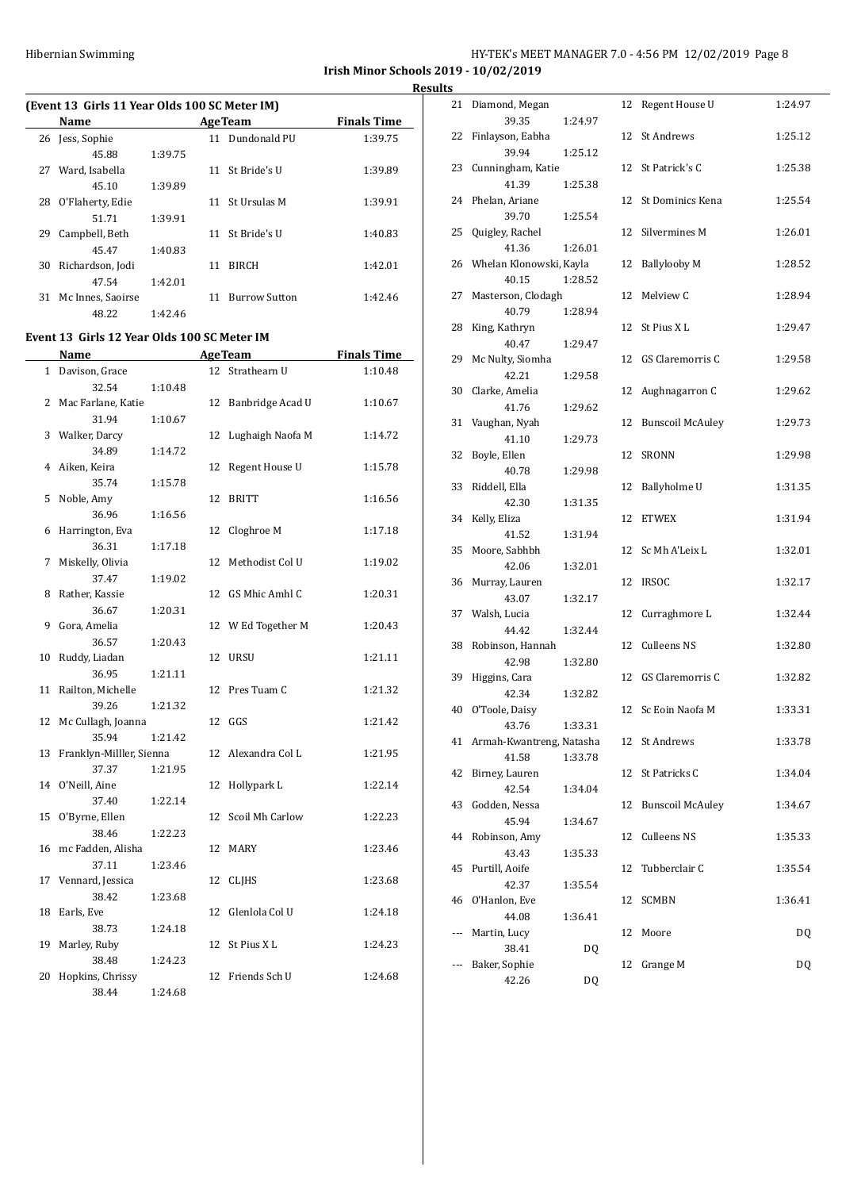Irish Minor Schools 2019 - 10/02/2019

Results

**(Event 13 Girls 11 Year Olds 100 SC Meter IM)**

| | Name | Age | Team | Split | Finals Time |
|---|---|---|---|---|---|
| 26 | Jess, Sophie | 11 | Dundonald PU | 45.88 | 1:39.75 |
| 27 | Ward, Isabella | 11 | St Bride's U | 45.10 | 1:39.89 |
| 28 | O'Flaherty, Edie | 11 | St Ursulas M | 51.71 | 1:39.91 |
| 29 | Campbell, Beth | 11 | St Bride's U | 45.47 | 1:40.83 |
| 30 | Richardson, Jodi | 11 | BIRCH | 47.54 | 1:42.01 |
| 31 | Mc Innes, Saoirse | 11 | Burrow Sutton | 48.22 | 1:42.46 |

**Event 13 Girls 12 Year Olds 100 SC Meter IM**

| | Name | Age | Team | Split | Finals Time |
|---|---|---|---|---|---|
| 1 | Davison, Grace | 12 | Strathearn U | 32.54 | 1:10.48 |
| 2 | Mac Farlane, Katie | 12 | Banbridge Acad U | 31.94 | 1:10.67 |
| 3 | Walker, Darcy | 12 | Lughaigh Naofa M | 34.89 | 1:14.72 |
| 4 | Aiken, Keira | 12 | Regent House U | 35.74 | 1:15.78 |
| 5 | Noble, Amy | 12 | BRITT | 36.96 | 1:16.56 |
| 6 | Harrington, Eva | 12 | Cloghroe M | 36.31 | 1:17.18 |
| 7 | Miskelly, Olivia | 12 | Methodist Col U | 37.47 | 1:19.02 |
| 8 | Rather, Kassie | 12 | GS Mhic Amhl C | 36.67 | 1:20.31 |
| 9 | Gora, Amelia | 12 | W Ed Together M | 36.57 | 1:20.43 |
| 10 | Ruddy, Liadan | 12 | URSU | 36.95 | 1:21.11 |
| 11 | Railton, Michelle | 12 | Pres Tuam C | 39.26 | 1:21.32 |
| 12 | Mc Cullagh, Joanna | 12 | GGS | 35.94 | 1:21.42 |
| 13 | Franklyn-Milller, Sienna | 12 | Alexandra Col L | 37.37 | 1:21.95 |
| 14 | O'Neill, Aine | 12 | Hollypark L | 37.40 | 1:22.14 |
| 15 | O'Byrne, Ellen | 12 | Scoil Mh Carlow | 38.46 | 1:22.23 |
| 16 | mc Fadden, Alisha | 12 | MARY | 37.11 | 1:23.46 |
| 17 | Vennard, Jessica | 12 | CLJHS | 38.42 | 1:23.68 |
| 18 | Earls, Eve | 12 | Glenlola Col U | 38.73 | 1:24.18 |
| 19 | Marley, Ruby | 12 | St Pius X L | 38.48 | 1:24.23 |
| 20 | Hopkins, Chrissy | 12 | Friends Sch U | 38.44 | 1:24.68 |
| 21 | Diamond, Megan | 12 | Regent House U | 39.35 | 1:24.97 |
| 22 | Finlayson, Eabha | 12 | St Andrews | 39.94 | 1:25.12 |
| 23 | Cunningham, Katie | 12 | St Patrick's C | 41.39 | 1:25.38 |
| 24 | Phelan, Ariane | 12 | St Dominics Kena | 39.70 | 1:25.54 |
| 25 | Quigley, Rachel | 12 | Silvermines M | 41.36 | 1:26.01 |
| 26 | Whelan Klonowski, Kayla | 12 | Ballylooby M | 40.15 | 1:28.52 |
| 27 | Masterson, Clodagh | 12 | Melview C | 40.79 | 1:28.94 |
| 28 | King, Kathryn | 12 | St Pius X L | 40.47 | 1:29.47 |
| 29 | Mc Nulty, Siomha | 12 | GS Claremorris C | 42.21 | 1:29.58 |
| 30 | Clarke, Amelia | 12 | Aughnagarron C | 41.76 | 1:29.62 |
| 31 | Vaughan, Nyah | 12 | Bunscoil McAuley | 41.10 | 1:29.73 |
| 32 | Boyle, Ellen | 12 | SRONN | 40.78 | 1:29.98 |
| 33 | Riddell, Ella | 12 | Ballyholme U | 42.30 | 1:31.35 |
| 34 | Kelly, Eliza | 12 | ETWEX | 41.52 | 1:31.94 |
| 35 | Moore, Sabhbh | 12 | Sc Mh A'Leix L | 42.06 | 1:32.01 |
| 36 | Murray, Lauren | 12 | IRSOC | 43.07 | 1:32.17 |
| 37 | Walsh, Lucia | 12 | Curraghmore L | 44.42 | 1:32.44 |
| 38 | Robinson, Hannah | 12 | Culleens NS | 42.98 | 1:32.80 |
| 39 | Higgins, Cara | 12 | GS Claremorris C | 42.34 | 1:32.82 |
| 40 | O'Toole, Daisy | 12 | Sc Eoin Naofa M | 43.76 | 1:33.31 |
| 41 | Armah-Kwantreng, Natasha | 12 | St Andrews | 41.58 | 1:33.78 |
| 42 | Birney, Lauren | 12 | St Patricks C | 42.54 | 1:34.04 |
| 43 | Godden, Nessa | 12 | Bunscoil McAuley | 45.94 | 1:34.67 |
| 44 | Robinson, Amy | 12 | Culleens NS | 43.43 | 1:35.33 |
| 45 | Purtill, Aoife | 12 | Tubberclair C | 42.37 | 1:35.54 |
| 46 | O'Hanlon, Eve | 12 | SCMBN | 44.08 | 1:36.41 |
| --- | Martin, Lucy | 12 | Moore | 38.41 | DQ |
| --- | Baker, Sophie | 12 | Grange M | 42.26 | DQ |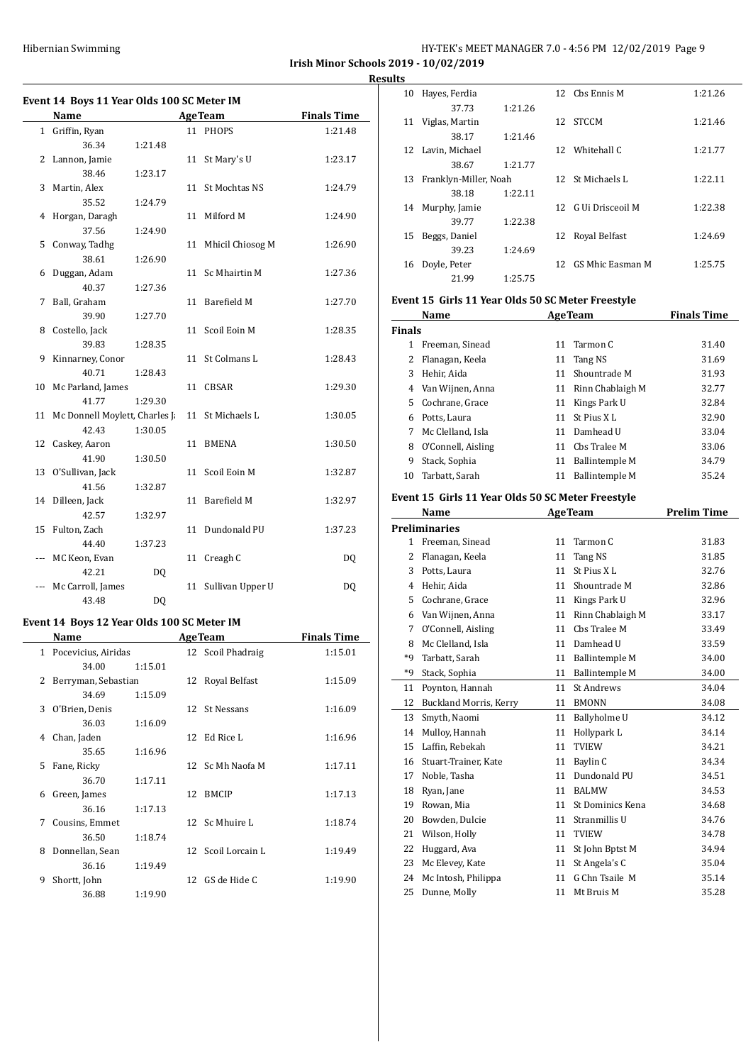**Irish Minor Schools 2019 - 10/02/2019**

**Results**

### Event 14 Boys 11 Year Olds 100 SC Meter IM

| | Name | Age | Team | Finals Time |
|---|---|---|---|---|
| 1 | Griffin, Ryan | 11 | PHOPS | 1:21.48 |
| | 36.34 1:21.48 | | | |
| 2 | Lannon, Jamie | 11 | St Mary's U | 1:23.17 |
| | 38.46 1:23.17 | | | |
| 3 | Martin, Alex | 11 | St Mochtas NS | 1:24.79 |
| | 35.52 1:24.79 | | | |
| 4 | Horgan, Daragh | 11 | Milford M | 1:24.90 |
| | 37.56 1:24.90 | | | |
| 5 | Conway, Tadhg | 11 | Mhicil Chiosog M | 1:26.90 |
| | 38.61 1:26.90 | | | |
| 6 | Duggan, Adam | 11 | Sc Mhairtin M | 1:27.36 |
| | 40.37 1:27.36 | | | |
| 7 | Ball, Graham | 11 | Barefield M | 1:27.70 |
| | 39.90 1:27.70 | | | |
| 8 | Costello, Jack | 11 | Scoil Eoin M | 1:28.35 |
| | 39.83 1:28.35 | | | |
| 9 | Kinnarney, Conor | 11 | St Colmans L | 1:28.43 |
| | 40.71 1:28.43 | | | |
| 10 | Mc Parland, James | 11 | CBSAR | 1:29.30 |
| | 41.77 1:29.30 | | | |
| 11 | Mc Donnell Moylett, Charles J. | 11 | St Michaels L | 1:30.05 |
| | 42.43 1:30.05 | | | |
| 12 | Caskey, Aaron | 11 | BMENA | 1:30.50 |
| | 41.90 1:30.50 | | | |
| 13 | O'Sullivan, Jack | 11 | Scoil Eoin M | 1:32.87 |
| | 41.56 1:32.87 | | | |
| 14 | Dilleen, Jack | 11 | Barefield M | 1:32.97 |
| | 42.57 1:32.97 | | | |
| 15 | Fulton, Zach | 11 | Dundonald PU | 1:37.23 |
| | 44.40 1:37.23 | | | |
| --- | MC Keon, Evan | 11 | Creagh C | DQ |
| | 42.21 DQ | | | |
| --- | Mc Carroll, James | 11 | Sullivan Upper U | DQ |
| | 43.48 DQ | | | |

### Event 14 Boys 12 Year Olds 100 SC Meter IM

| | Name | Age | Team | Finals Time |
|---|---|---|---|---|
| 1 | Pocevicius, Airidas | 12 | Scoil Phadraig | 1:15.01 |
| | 34.00 1:15.01 | | | |
| 2 | Berryman, Sebastian | 12 | Royal Belfast | 1:15.09 |
| | 34.69 1:15.09 | | | |
| 3 | O'Brien, Denis | 12 | St Nessans | 1:16.09 |
| | 36.03 1:16.09 | | | |
| 4 | Chan, Jaden | 12 | Ed Rice L | 1:16.96 |
| | 35.65 1:16.96 | | | |
| 5 | Fane, Ricky | 12 | Sc Mh Naofa M | 1:17.11 |
| | 36.70 1:17.11 | | | |
| 6 | Green, James | 12 | BMCIP | 1:17.13 |
| | 36.16 1:17.13 | | | |
| 7 | Cousins, Emmet | 12 | Sc Mhuire L | 1:18.74 |
| | 36.50 1:18.74 | | | |
| 8 | Donnellan, Sean | 12 | Scoil Lorcain L | 1:19.49 |
| | 36.16 1:19.49 | | | |
| 9 | Shortt, John | 12 | GS de Hide C | 1:19.90 |
| | 36.88 1:19.90 | | | |
| 10 | Hayes, Ferdia | 12 | Cbs Ennis M | 1:21.26 |
| | 37.73 1:21.26 | | | |
| 11 | Viglas, Martin | 12 | STCCM | 1:21.46 |
| | 38.17 1:21.46 | | | |
| 12 | Lavin, Michael | 12 | Whitehall C | 1:21.77 |
| | 38.67 1:21.77 | | | |
| 13 | Franklyn-Miller, Noah | 12 | St Michaels L | 1:22.11 |
| | 38.18 1:22.11 | | | |
| 14 | Murphy, Jamie | 12 | G Ui Drisceoil M | 1:22.38 |
| | 39.77 1:22.38 | | | |
| 15 | Beggs, Daniel | 12 | Royal Belfast | 1:24.69 |
| | 39.23 1:24.69 | | | |
| 16 | Doyle, Peter | 12 | GS Mhic Easman M | 1:25.75 |
| | 21.99 1:25.75 | | | |

### Event 15 Girls 11 Year Olds 50 SC Meter Freestyle

| | Name | Age | Team | Finals Time |
|---|---|---|---|---|
| **Finals** | | | | |
| 1 | Freeman, Sinead | 11 | Tarmon C | 31.40 |
| 2 | Flanagan, Keela | 11 | Tang NS | 31.69 |
| 3 | Hehir, Aida | 11 | Shountrade M | 31.93 |
| 4 | Van Wijnen, Anna | 11 | Rinn Chablaigh M | 32.77 |
| 5 | Cochrane, Grace | 11 | Kings Park U | 32.84 |
| 6 | Potts, Laura | 11 | St Pius X L | 32.90 |
| 7 | Mc Clelland, Isla | 11 | Damhead U | 33.04 |
| 8 | O'Connell, Aisling | 11 | Cbs Tralee M | 33.06 |
| 9 | Stack, Sophia | 11 | Ballintemple M | 34.79 |
| 10 | Tarbatt, Sarah | 11 | Ballintemple M | 35.24 |

### Event 15 Girls 11 Year Olds 50 SC Meter Freestyle

| | Name | Age | Team | Prelim Time |
|---|---|---|---|---|
| **Preliminaries** | | | | |
| 1 | Freeman, Sinead | 11 | Tarmon C | 31.83 |
| 2 | Flanagan, Keela | 11 | Tang NS | 31.85 |
| 3 | Potts, Laura | 11 | St Pius X L | 32.76 |
| 4 | Hehir, Aida | 11 | Shountrade M | 32.86 |
| 5 | Cochrane, Grace | 11 | Kings Park U | 32.96 |
| 6 | Van Wijnen, Anna | 11 | Rinn Chablaigh M | 33.17 |
| 7 | O'Connell, Aisling | 11 | Cbs Tralee M | 33.49 |
| 8 | Mc Clelland, Isla | 11 | Damhead U | 33.59 |
| *9 | Tarbatt, Sarah | 11 | Ballintemple M | 34.00 |
| *9 | Stack, Sophia | 11 | Ballintemple M | 34.00 |
| 11 | Poynton, Hannah | 11 | St Andrews | 34.04 |
| 12 | Buckland Morris, Kerry | 11 | BMONN | 34.08 |
| 13 | Smyth, Naomi | 11 | Ballyholme U | 34.12 |
| 14 | Mulloy, Hannah | 11 | Hollypark L | 34.14 |
| 15 | Laffin, Rebekah | 11 | TVIEW | 34.21 |
| 16 | Stuart-Trainer, Kate | 11 | Baylin C | 34.34 |
| 17 | Noble, Tasha | 11 | Dundonald PU | 34.51 |
| 18 | Ryan, Jane | 11 | BALMW | 34.53 |
| 19 | Rowan, Mia | 11 | St Dominics Kena | 34.68 |
| 20 | Bowden, Dulcie | 11 | Stranmillis U | 34.76 |
| 21 | Wilson, Holly | 11 | TVIEW | 34.78 |
| 22 | Huggard, Ava | 11 | St John Bptst M | 34.94 |
| 23 | Mc Elevey, Kate | 11 | St Angela's C | 35.04 |
| 24 | Mc Intosh, Philippa | 11 | G Chn Tsaile M | 35.14 |
| 25 | Dunne, Molly | 11 | Mt Bruis M | 35.28 |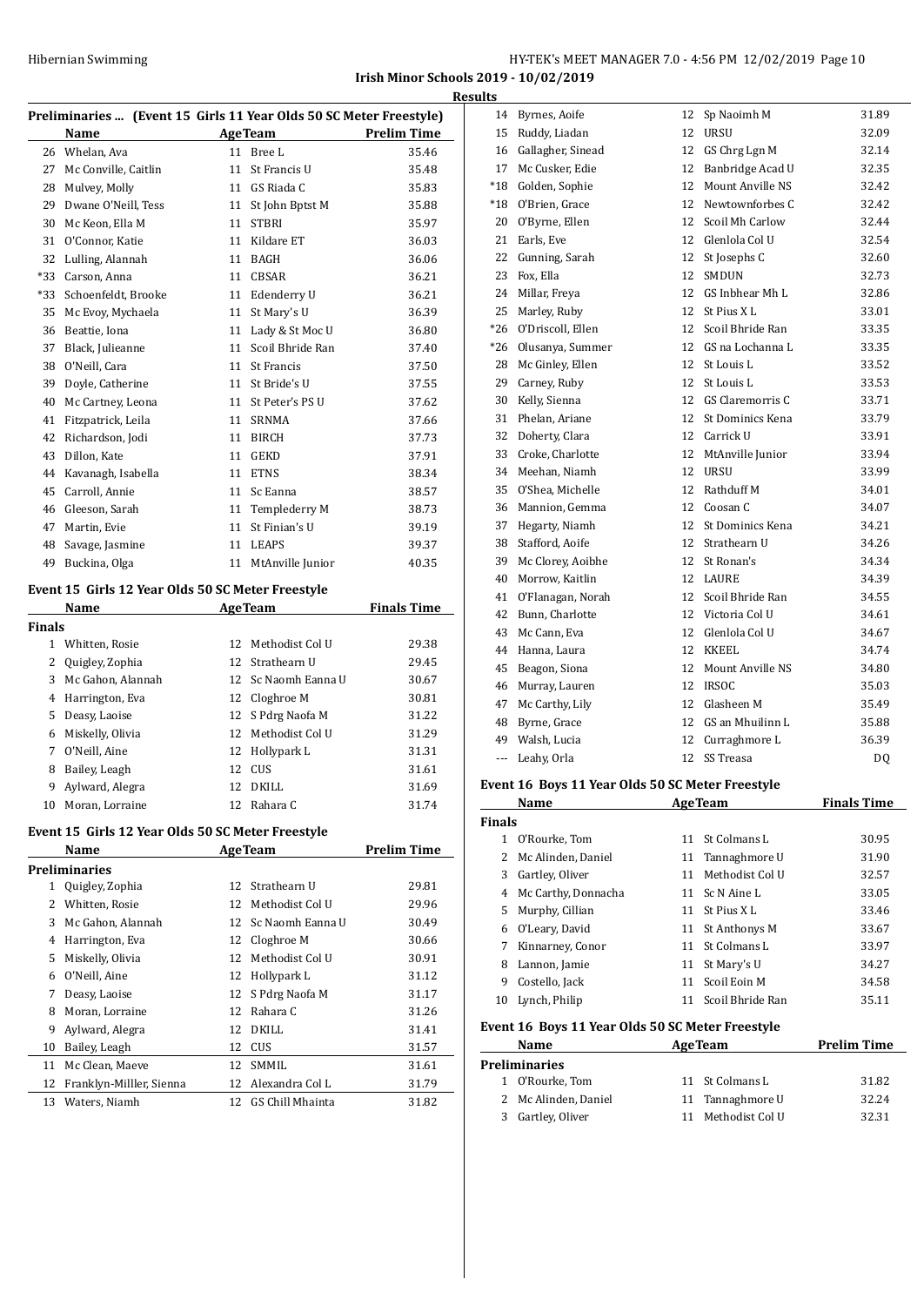## Preliminaries ... (Event 15 Girls 11 Year Olds 50 SC Meter Freestyle)

| | Name | Age | Team | Prelim Time |
|---|---|---|---|---|
| 26 | Whelan, Ava | 11 | Bree L | 35.46 |
| 27 | Mc Conville, Caitlin | 11 | St Francis U | 35.48 |
| 28 | Mulvey, Molly | 11 | GS Riada C | 35.83 |
| 29 | Dwane O'Neill, Tess | 11 | St John Bptst M | 35.88 |
| 30 | Mc Keon, Ella M | 11 | STBRI | 35.97 |
| 31 | O'Connor, Katie | 11 | Kildare ET | 36.03 |
| 32 | Lulling, Alannah | 11 | BAGH | 36.06 |
| *33 | Carson, Anna | 11 | CBSAR | 36.21 |
| *33 | Schoenfeldt, Brooke | 11 | Edenderry U | 36.21 |
| 35 | Mc Evoy, Mychaela | 11 | St Mary's U | 36.39 |
| 36 | Beattie, Iona | 11 | Lady & St Moc U | 36.80 |
| 37 | Black, Julieanne | 11 | Scoil Bhride Ran | 37.40 |
| 38 | O'Neill, Cara | 11 | St Francis | 37.50 |
| 39 | Doyle, Catherine | 11 | St Bride's U | 37.55 |
| 40 | Mc Cartney, Leona | 11 | St Peter's PS U | 37.62 |
| 41 | Fitzpatrick, Leila | 11 | SRNMA | 37.66 |
| 42 | Richardson, Jodi | 11 | BIRCH | 37.73 |
| 43 | Dillon, Kate | 11 | GEKD | 37.91 |
| 44 | Kavanagh, Isabella | 11 | ETNS | 38.34 |
| 45 | Carroll, Annie | 11 | Sc Eanna | 38.57 |
| 46 | Gleeson, Sarah | 11 | Templederry M | 38.73 |
| 47 | Martin, Evie | 11 | St Finian's U | 39.19 |
| 48 | Savage, Jasmine | 11 | LEAPS | 39.37 |
| 49 | Buckina, Olga | 11 | MtAnville Junior | 40.35 |

## Event 15 Girls 12 Year Olds 50 SC Meter Freestyle

| | Name | Age | Team | Finals Time |
|---|---|---|---|---|
| **Finals** | | | | |
| 1 | Whitten, Rosie | 12 | Methodist Col U | 29.38 |
| 2 | Quigley, Zophia | 12 | Strathearn U | 29.45 |
| 3 | Mc Gahon, Alannah | 12 | Sc Naomh Eanna U | 30.67 |
| 4 | Harrington, Eva | 12 | Cloghroe M | 30.81 |
| 5 | Deasy, Laoise | 12 | S Pdrg Naofa M | 31.22 |
| 6 | Miskelly, Olivia | 12 | Methodist Col U | 31.29 |
| 7 | O'Neill, Aine | 12 | Hollypark L | 31.31 |
| 8 | Bailey, Leagh | 12 | CUS | 31.61 |
| 9 | Aylward, Alegra | 12 | DKILL | 31.69 |
| 10 | Moran, Lorraine | 12 | Rahara C | 31.74 |

## Event 15 Girls 12 Year Olds 50 SC Meter Freestyle

| | Name | Age | Team | Prelim Time |
|---|---|---|---|---|
| **Preliminaries** | | | | |
| 1 | Quigley, Zophia | 12 | Strathearn U | 29.81 |
| 2 | Whitten, Rosie | 12 | Methodist Col U | 29.96 |
| 3 | Mc Gahon, Alannah | 12 | Sc Naomh Eanna U | 30.49 |
| 4 | Harrington, Eva | 12 | Cloghroe M | 30.66 |
| 5 | Miskelly, Olivia | 12 | Methodist Col U | 30.91 |
| 6 | O'Neill, Aine | 12 | Hollypark L | 31.12 |
| 7 | Deasy, Laoise | 12 | S Pdrg Naofa M | 31.17 |
| 8 | Moran, Lorraine | 12 | Rahara C | 31.26 |
| 9 | Aylward, Alegra | 12 | DKILL | 31.41 |
| 10 | Bailey, Leagh | 12 | CUS | 31.57 |
| 11 | Mc Clean, Maeve | 12 | SMMIL | 31.61 |
| 12 | Franklyn-Milller, Sienna | 12 | Alexandra Col L | 31.79 |
| 13 | Waters, Niamh | 12 | GS Chill Mhainta | 31.82 |
| 14 | Byrnes, Aoife | 12 | Sp Naoimh M | 31.89 |
| 15 | Ruddy, Liadan | 12 | URSU | 32.09 |
| 16 | Gallagher, Sinead | 12 | GS Chrg Lgn M | 32.14 |
| 17 | Mc Cusker, Edie | 12 | Banbridge Acad U | 32.35 |
| *18 | Golden, Sophie | 12 | Mount Anville NS | 32.42 |
| *18 | O'Brien, Grace | 12 | Newtownforbes C | 32.42 |
| 20 | O'Byrne, Ellen | 12 | Scoil Mh Carlow | 32.44 |
| 21 | Earls, Eve | 12 | Glenlola Col U | 32.54 |
| 22 | Gunning, Sarah | 12 | St Josephs C | 32.60 |
| 23 | Fox, Ella | 12 | SMDUN | 32.73 |
| 24 | Millar, Freya | 12 | GS Inbhear Mh L | 32.86 |
| 25 | Marley, Ruby | 12 | St Pius X L | 33.01 |
| *26 | O'Driscoll, Ellen | 12 | Scoil Bhride Ran | 33.35 |
| *26 | Olusanya, Summer | 12 | GS na Lochanna L | 33.35 |
| 28 | Mc Ginley, Ellen | 12 | St Louis L | 33.52 |
| 29 | Carney, Ruby | 12 | St Louis L | 33.53 |
| 30 | Kelly, Sienna | 12 | GS Claremorris C | 33.71 |
| 31 | Phelan, Ariane | 12 | St Dominics Kena | 33.79 |
| 32 | Doherty, Clara | 12 | Carrick U | 33.91 |
| 33 | Croke, Charlotte | 12 | MtAnville Junior | 33.94 |
| 34 | Meehan, Niamh | 12 | URSU | 33.99 |
| 35 | O'Shea, Michelle | 12 | Rathduff M | 34.01 |
| 36 | Mannion, Gemma | 12 | Coosan C | 34.07 |
| 37 | Hegarty, Niamh | 12 | St Dominics Kena | 34.21 |
| 38 | Stafford, Aoife | 12 | Strathearn U | 34.26 |
| 39 | Mc Clorey, Aoibhe | 12 | St Ronan's | 34.34 |
| 40 | Morrow, Kaitlin | 12 | LAURE | 34.39 |
| 41 | O'Flanagan, Norah | 12 | Scoil Bhride Ran | 34.55 |
| 42 | Bunn, Charlotte | 12 | Victoria Col U | 34.61 |
| 43 | Mc Cann, Eva | 12 | Glenlola Col U | 34.67 |
| 44 | Hanna, Laura | 12 | KKEEL | 34.74 |
| 45 | Beagon, Siona | 12 | Mount Anville NS | 34.80 |
| 46 | Murray, Lauren | 12 | IRSOC | 35.03 |
| 47 | Mc Carthy, Lily | 12 | Glasheen M | 35.49 |
| 48 | Byrne, Grace | 12 | GS an Mhuilinn L | 35.88 |
| 49 | Walsh, Lucia | 12 | Curraghmore L | 36.39 |
| --- | Leahy, Orla | 12 | SS Treasa | DQ |

## Event 16 Boys 11 Year Olds 50 SC Meter Freestyle

| | Name | Age | Team | Finals Time |
|---|---|---|---|---|
| **Finals** | | | | |
| 1 | O'Rourke, Tom | 11 | St Colmans L | 30.95 |
| 2 | Mc Alinden, Daniel | 11 | Tannaghmore U | 31.90 |
| 3 | Gartley, Oliver | 11 | Methodist Col U | 32.57 |
| 4 | Mc Carthy, Donnacha | 11 | Sc N Aine L | 33.05 |
| 5 | Murphy, Cillian | 11 | St Pius X L | 33.46 |
| 6 | O'Leary, David | 11 | St Anthonys M | 33.67 |
| 7 | Kinnarney, Conor | 11 | St Colmans L | 33.97 |
| 8 | Lannon, Jamie | 11 | St Mary's U | 34.27 |
| 9 | Costello, Jack | 11 | Scoil Eoin M | 34.58 |
| 10 | Lynch, Philip | 11 | Scoil Bhride Ran | 35.11 |

## Event 16 Boys 11 Year Olds 50 SC Meter Freestyle

| | Name | Age | Team | Prelim Time |
|---|---|---|---|---|
| **Preliminaries** | | | | |
| 1 | O'Rourke, Tom | 11 | St Colmans L | 31.82 |
| 2 | Mc Alinden, Daniel | 11 | Tannaghmore U | 32.24 |
| 3 | Gartley, Oliver | 11 | Methodist Col U | 32.31 |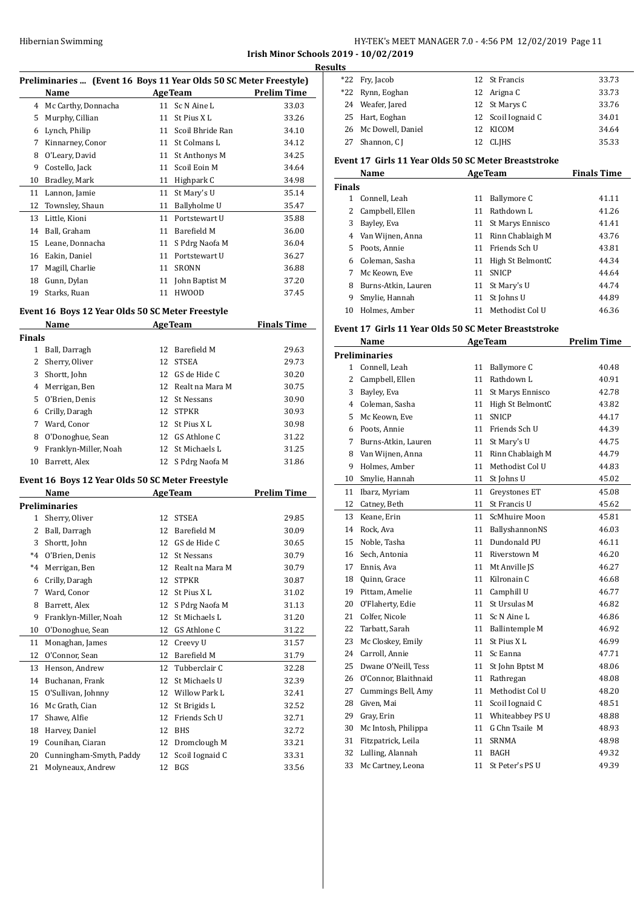Irish Minor Schools 2019 - 10/02/2019

**Results**

## Preliminaries ... (Event 16 Boys 11 Year Olds 50 SC Meter Freestyle)

| | Name | Age | Team | Prelim Time |
|---|---|---|---|---|
| 4 | Mc Carthy, Donnacha | 11 | Sc N Aine L | 33.03 |
| 5 | Murphy, Cillian | 11 | St Pius X L | 33.26 |
| 6 | Lynch, Philip | 11 | Scoil Bhride Ran | 34.10 |
| 7 | Kinnarney, Conor | 11 | St Colmans L | 34.12 |
| 8 | O'Leary, David | 11 | St Anthonys M | 34.25 |
| 9 | Costello, Jack | 11 | Scoil Eoin M | 34.64 |
| 10 | Bradley, Mark | 11 | Highpark C | 34.98 |
| 11 | Lannon, Jamie | 11 | St Mary's U | 35.14 |
| 12 | Townsley, Shaun | 11 | Ballyholme U | 35.47 |
| 13 | Little, Kioni | 11 | Portstewart U | 35.88 |
| 14 | Ball, Graham | 11 | Barefield M | 36.00 |
| 15 | Leane, Donnacha | 11 | S Pdrg Naofa M | 36.04 |
| 16 | Eakin, Daniel | 11 | Portstewart U | 36.27 |
| 17 | Magill, Charlie | 11 | SRONN | 36.88 |
| 18 | Gunn, Dylan | 11 | John Baptist M | 37.20 |
| 19 | Starks, Ruan | 11 | HWOOD | 37.45 |

## Event 16 Boys 12 Year Olds 50 SC Meter Freestyle

| | Name | Age | Team | Finals Time |
|---|---|---|---|---|
| **Finals** | | | | |
| 1 | Ball, Darragh | 12 | Barefield M | 29.63 |
| 2 | Sherry, Oliver | 12 | STSEA | 29.73 |
| 3 | Shortt, John | 12 | GS de Hide C | 30.20 |
| 4 | Merrigan, Ben | 12 | Realt na Mara M | 30.75 |
| 5 | O'Brien, Denis | 12 | St Nessans | 30.90 |
| 6 | Crilly, Daragh | 12 | STPKR | 30.93 |
| 7 | Ward, Conor | 12 | St Pius X L | 30.98 |
| 8 | O'Donoghue, Sean | 12 | GS Athlone C | 31.22 |
| 9 | Franklyn-Miller, Noah | 12 | St Michaels L | 31.25 |
| 10 | Barrett, Alex | 12 | S Pdrg Naofa M | 31.86 |

## Event 16 Boys 12 Year Olds 50 SC Meter Freestyle

| | Name | Age | Team | Prelim Time |
|---|---|---|---|---|
| **Preliminaries** | | | | |
| 1 | Sherry, Oliver | 12 | STSEA | 29.85 |
| 2 | Ball, Darragh | 12 | Barefield M | 30.09 |
| 3 | Shortt, John | 12 | GS de Hide C | 30.65 |
| *4 | O'Brien, Denis | 12 | St Nessans | 30.79 |
| *4 | Merrigan, Ben | 12 | Realt na Mara M | 30.79 |
| 6 | Crilly, Daragh | 12 | STPKR | 30.87 |
| 7 | Ward, Conor | 12 | St Pius X L | 31.02 |
| 8 | Barrett, Alex | 12 | S Pdrg Naofa M | 31.13 |
| 9 | Franklyn-Miller, Noah | 12 | St Michaels L | 31.20 |
| 10 | O'Donoghue, Sean | 12 | GS Athlone C | 31.22 |
| 11 | Monaghan, James | 12 | Creevy U | 31.57 |
| 12 | O'Connor, Sean | 12 | Barefield M | 31.79 |
| 13 | Henson, Andrew | 12 | Tubberclair C | 32.28 |
| 14 | Buchanan, Frank | 12 | St Michaels U | 32.39 |
| 15 | O'Sullivan, Johnny | 12 | Willow Park L | 32.41 |
| 16 | Mc Grath, Cian | 12 | St Brigids L | 32.52 |
| 17 | Shawe, Alfie | 12 | Friends Sch U | 32.71 |
| 18 | Harvey, Daniel | 12 | BHS | 32.72 |
| 19 | Counihan, Ciaran | 12 | Dromclough M | 33.21 |
| 20 | Cunningham-Smyth, Paddy | 12 | Scoil Iognaid C | 33.31 |
| 21 | Molyneaux, Andrew | 12 | BGS | 33.56 |
| *22 | Fry, Jacob | 12 | St Francis | 33.73 |
| *22 | Rynn, Eoghan | 12 | Arigna C | 33.73 |
| 24 | Weafer, Jared | 12 | St Marys C | 33.76 |
| 25 | Hart, Eoghan | 12 | Scoil Iognaid C | 34.01 |
| 26 | Mc Dowell, Daniel | 12 | KICOM | 34.64 |
| 27 | Shannon, C J | 12 | CLJHS | 35.33 |

## Event 17 Girls 11 Year Olds 50 SC Meter Breaststroke

| | Name | Age | Team | Finals Time |
|---|---|---|---|---|
| **Finals** | | | | |
| 1 | Connell, Leah | 11 | Ballymore C | 41.11 |
| 2 | Campbell, Ellen | 11 | Rathdown L | 41.26 |
| 3 | Bayley, Eva | 11 | St Marys Ennisco | 41.41 |
| 4 | Van Wijnen, Anna | 11 | Rinn Chablaigh M | 43.76 |
| 5 | Poots, Annie | 11 | Friends Sch U | 43.81 |
| 6 | Coleman, Sasha | 11 | High St BelmontC | 44.34 |
| 7 | Mc Keown, Eve | 11 | SNICP | 44.64 |
| 8 | Burns-Atkin, Lauren | 11 | St Mary's U | 44.74 |
| 9 | Smylie, Hannah | 11 | St Johns U | 44.89 |
| 10 | Holmes, Amber | 11 | Methodist Col U | 46.36 |

## Event 17 Girls 11 Year Olds 50 SC Meter Breaststroke

| | Name | Age | Team | Prelim Time |
|---|---|---|---|---|
| **Preliminaries** | | | | |
| 1 | Connell, Leah | 11 | Ballymore C | 40.48 |
| 2 | Campbell, Ellen | 11 | Rathdown L | 40.91 |
| 3 | Bayley, Eva | 11 | St Marys Ennisco | 42.78 |
| 4 | Coleman, Sasha | 11 | High St BelmontC | 43.82 |
| 5 | Mc Keown, Eve | 11 | SNICP | 44.17 |
| 6 | Poots, Annie | 11 | Friends Sch U | 44.39 |
| 7 | Burns-Atkin, Lauren | 11 | St Mary's U | 44.75 |
| 8 | Van Wijnen, Anna | 11 | Rinn Chablaigh M | 44.79 |
| 9 | Holmes, Amber | 11 | Methodist Col U | 44.83 |
| 10 | Smylie, Hannah | 11 | St Johns U | 45.02 |
| 11 | Ibarz, Myriam | 11 | Greystones ET | 45.08 |
| 12 | Catney, Beth | 11 | St Francis U | 45.62 |
| 13 | Keane, Erin | 11 | ScMhuire Moon | 45.81 |
| 14 | Rock, Ava | 11 | BallyshannonNS | 46.03 |
| 15 | Noble, Tasha | 11 | Dundonald PU | 46.11 |
| 16 | Sech, Antonia | 11 | Riverstown M | 46.20 |
| 17 | Ennis, Ava | 11 | Mt Anville JS | 46.27 |
| 18 | Quinn, Grace | 11 | Kilronain C | 46.68 |
| 19 | Pittam, Amelie | 11 | Camphill U | 46.77 |
| 20 | O'Flaherty, Edie | 11 | St Ursulas M | 46.82 |
| 21 | Colfer, Nicole | 11 | Sc N Aine L | 46.86 |
| 22 | Tarbatt, Sarah | 11 | Ballintemple M | 46.92 |
| 23 | Mc Closkey, Emily | 11 | St Pius X L | 46.99 |
| 24 | Carroll, Annie | 11 | Sc Eanna | 47.71 |
| 25 | Dwane O'Neill, Tess | 11 | St John Bptst M | 48.06 |
| 26 | O'Connor, Blaithnaid | 11 | Rathregan | 48.08 |
| 27 | Cummings Bell, Amy | 11 | Methodist Col U | 48.20 |
| 28 | Given, Mai | 11 | Scoil Iognaid C | 48.51 |
| 29 | Gray, Erin | 11 | Whiteabbey PS U | 48.88 |
| 30 | Mc Intosh, Philippa | 11 | G Chn Tsaile M | 48.93 |
| 31 | Fitzpatrick, Leila | 11 | SRNMA | 48.98 |
| 32 | Lulling, Alannah | 11 | BAGH | 49.32 |
| 33 | Mc Cartney, Leona | 11 | St Peter's PS U | 49.39 |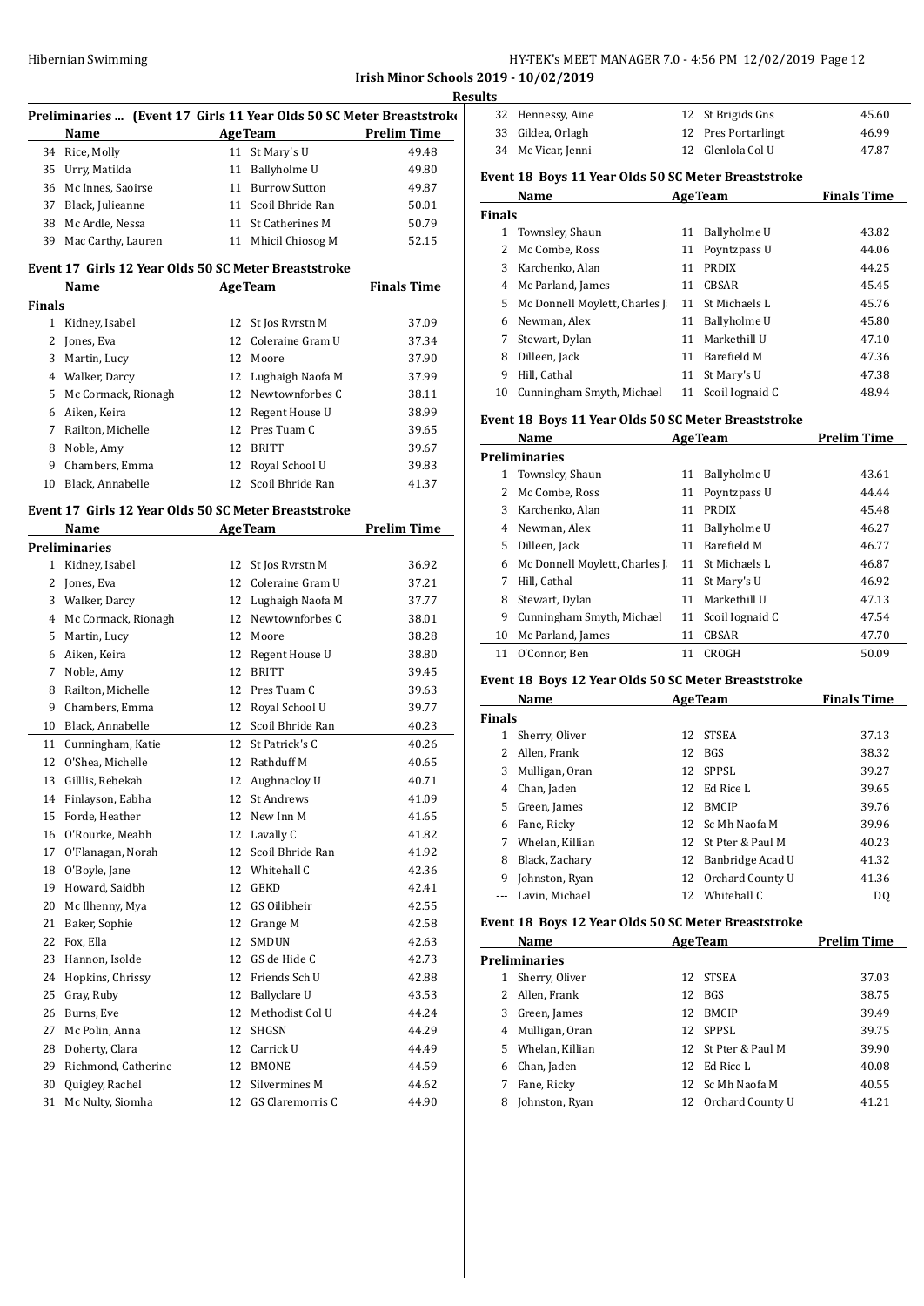**Irish Minor Schools 2019 - 10/02/2019**

**Results**

### Preliminaries ... (Event 17 Girls 11 Year Olds 50 SC Meter Breaststroke)

| | Name | Age | Team | Prelim Time |
|---|---|---|---|---|
| 34 | Rice, Molly | 11 | St Mary's U | 49.48 |
| 35 | Urry, Matilda | 11 | Ballyholme U | 49.80 |
| 36 | Mc Innes, Saoirse | 11 | Burrow Sutton | 49.87 |
| 37 | Black, Julieanne | 11 | Scoil Bhride Ran | 50.01 |
| 38 | Mc Ardle, Nessa | 11 | St Catherines M | 50.79 |
| 39 | Mac Carthy, Lauren | 11 | Mhicil Chiosog M | 52.15 |

### Event 17 Girls 12 Year Olds 50 SC Meter Breaststroke

| | Name | Age | Team | Finals Time |
|---|---|---|---|---|
| **Finals** | | | | |
| 1 | Kidney, Isabel | 12 | St Jos Rvrstn M | 37.09 |
| 2 | Jones, Eva | 12 | Coleraine Gram U | 37.34 |
| 3 | Martin, Lucy | 12 | Moore | 37.90 |
| 4 | Walker, Darcy | 12 | Lughaigh Naofa M | 37.99 |
| 5 | Mc Cormack, Rionagh | 12 | Newtownforbes C | 38.11 |
| 6 | Aiken, Keira | 12 | Regent House U | 38.99 |
| 7 | Railton, Michelle | 12 | Pres Tuam C | 39.65 |
| 8 | Noble, Amy | 12 | BRITT | 39.67 |
| 9 | Chambers, Emma | 12 | Royal School U | 39.83 |
| 10 | Black, Annabelle | 12 | Scoil Bhride Ran | 41.37 |

### Event 17 Girls 12 Year Olds 50 SC Meter Breaststroke

| | Name | Age | Team | Prelim Time |
|---|---|---|---|---|
| **Preliminaries** | | | | |
| 1 | Kidney, Isabel | 12 | St Jos Rvrstn M | 36.92 |
| 2 | Jones, Eva | 12 | Coleraine Gram U | 37.21 |
| 3 | Walker, Darcy | 12 | Lughaigh Naofa M | 37.77 |
| 4 | Mc Cormack, Rionagh | 12 | Newtownforbes C | 38.01 |
| 5 | Martin, Lucy | 12 | Moore | 38.28 |
| 6 | Aiken, Keira | 12 | Regent House U | 38.80 |
| 7 | Noble, Amy | 12 | BRITT | 39.45 |
| 8 | Railton, Michelle | 12 | Pres Tuam C | 39.63 |
| 9 | Chambers, Emma | 12 | Royal School U | 39.77 |
| 10 | Black, Annabelle | 12 | Scoil Bhride Ran | 40.23 |
| 11 | Cunningham, Katie | 12 | St Patrick's C | 40.26 |
| 12 | O'Shea, Michelle | 12 | Rathduff M | 40.65 |
| 13 | Gilllis, Rebekah | 12 | Aughnacloy U | 40.71 |
| 14 | Finlayson, Eabha | 12 | St Andrews | 41.09 |
| 15 | Forde, Heather | 12 | New Inn M | 41.65 |
| 16 | O'Rourke, Meabh | 12 | Lavally C | 41.82 |
| 17 | O'Flanagan, Norah | 12 | Scoil Bhride Ran | 41.92 |
| 18 | O'Boyle, Jane | 12 | Whitehall C | 42.36 |
| 19 | Howard, Saidbh | 12 | GEKD | 42.41 |
| 20 | Mc Ilhenny, Mya | 12 | GS Oilibheir | 42.55 |
| 21 | Baker, Sophie | 12 | Grange M | 42.58 |
| 22 | Fox, Ella | 12 | SMDUN | 42.63 |
| 23 | Hannon, Isolde | 12 | GS de Hide C | 42.73 |
| 24 | Hopkins, Chrissy | 12 | Friends Sch U | 42.88 |
| 25 | Gray, Ruby | 12 | Ballyclare U | 43.53 |
| 26 | Burns, Eve | 12 | Methodist Col U | 44.24 |
| 27 | Mc Polin, Anna | 12 | SHGSN | 44.29 |
| 28 | Doherty, Clara | 12 | Carrick U | 44.49 |
| 29 | Richmond, Catherine | 12 | BMONE | 44.59 |
| 30 | Quigley, Rachel | 12 | Silvermines M | 44.62 |
| 31 | Mc Nulty, Siomha | 12 | GS Claremorris C | 44.90 |
| 32 | Hennessy, Aine | 12 | St Brigids Gns | 45.60 |
| 33 | Gildea, Orlagh | 12 | Pres Portarlingt | 46.99 |
| 34 | Mc Vicar, Jenni | 12 | Glenlola Col U | 47.87 |

### Event 18 Boys 11 Year Olds 50 SC Meter Breaststroke

| | Name | Age | Team | Finals Time |
|---|---|---|---|---|
| **Finals** | | | | |
| 1 | Townsley, Shaun | 11 | Ballyholme U | 43.82 |
| 2 | Mc Combe, Ross | 11 | Poyntzpass U | 44.06 |
| 3 | Karchenko, Alan | 11 | PRDIX | 44.25 |
| 4 | Mc Parland, James | 11 | CBSAR | 45.45 |
| 5 | Mc Donnell Moylett, Charles J | 11 | St Michaels L | 45.76 |
| 6 | Newman, Alex | 11 | Ballyholme U | 45.80 |
| 7 | Stewart, Dylan | 11 | Markethill U | 47.10 |
| 8 | Dilleen, Jack | 11 | Barefield M | 47.36 |
| 9 | Hill, Cathal | 11 | St Mary's U | 47.38 |
| 10 | Cunningham Smyth, Michael | 11 | Scoil Iognaid C | 48.94 |

### Event 18 Boys 11 Year Olds 50 SC Meter Breaststroke

| | Name | Age | Team | Prelim Time |
|---|---|---|---|---|
| **Preliminaries** | | | | |
| 1 | Townsley, Shaun | 11 | Ballyholme U | 43.61 |
| 2 | Mc Combe, Ross | 11 | Poyntzpass U | 44.44 |
| 3 | Karchenko, Alan | 11 | PRDIX | 45.48 |
| 4 | Newman, Alex | 11 | Ballyholme U | 46.27 |
| 5 | Dilleen, Jack | 11 | Barefield M | 46.77 |
| 6 | Mc Donnell Moylett, Charles J | 11 | St Michaels L | 46.87 |
| 7 | Hill, Cathal | 11 | St Mary's U | 46.92 |
| 8 | Stewart, Dylan | 11 | Markethill U | 47.13 |
| 9 | Cunningham Smyth, Michael | 11 | Scoil Iognaid C | 47.54 |
| 10 | Mc Parland, James | 11 | CBSAR | 47.70 |
| 11 | O'Connor, Ben | 11 | CROGH | 50.09 |

### Event 18 Boys 12 Year Olds 50 SC Meter Breaststroke

| | Name | Age | Team | Finals Time |
|---|---|---|---|---|
| **Finals** | | | | |
| 1 | Sherry, Oliver | 12 | STSEA | 37.13 |
| 2 | Allen, Frank | 12 | BGS | 38.32 |
| 3 | Mulligan, Oran | 12 | SPPSL | 39.27 |
| 4 | Chan, Jaden | 12 | Ed Rice L | 39.65 |
| 5 | Green, James | 12 | BMCIP | 39.76 |
| 6 | Fane, Ricky | 12 | Sc Mh Naofa M | 39.96 |
| 7 | Whelan, Killian | 12 | St Pter & Paul M | 40.23 |
| 8 | Black, Zachary | 12 | Banbridge Acad U | 41.32 |
| 9 | Johnston, Ryan | 12 | Orchard County U | 41.36 |
| --- | Lavin, Michael | 12 | Whitehall C | DQ |

### Event 18 Boys 12 Year Olds 50 SC Meter Breaststroke

| | Name | Age | Team | Prelim Time |
|---|---|---|---|---|
| **Preliminaries** | | | | |
| 1 | Sherry, Oliver | 12 | STSEA | 37.03 |
| 2 | Allen, Frank | 12 | BGS | 38.75 |
| 3 | Green, James | 12 | BMCIP | 39.49 |
| 4 | Mulligan, Oran | 12 | SPPSL | 39.75 |
| 5 | Whelan, Killian | 12 | St Pter & Paul M | 39.90 |
| 6 | Chan, Jaden | 12 | Ed Rice L | 40.08 |
| 7 | Fane, Ricky | 12 | Sc Mh Naofa M | 40.55 |
| 8 | Johnston, Ryan | 12 | Orchard County U | 41.21 |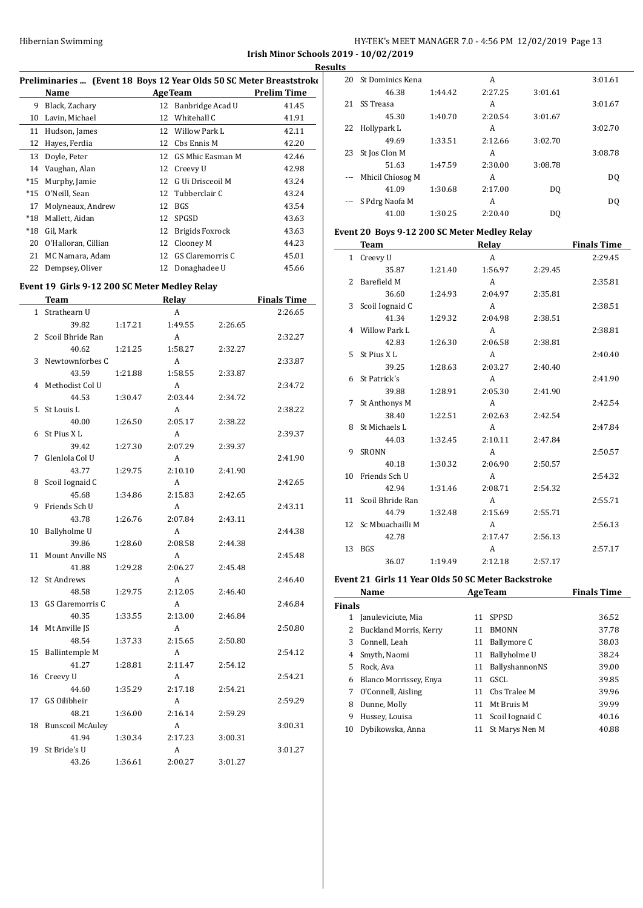## Irish Minor Schools 2019 - 10/02/2019

### Results

**Preliminaries ... (Event 18 Boys 12 Year Olds 50 SC Meter Breaststroke)**

| | Name | Age | Team | Prelim Time |
|---|---|---|---|---|
| 9 | Black, Zachary | 12 | Banbridge Acad U | 41.45 |
| 10 | Lavin, Michael | 12 | Whitehall C | 41.91 |
| 11 | Hudson, James | 12 | Willow Park L | 42.11 |
| 12 | Hayes, Ferdia | 12 | Cbs Ennis M | 42.20 |
| 13 | Doyle, Peter | 12 | GS Mhic Easman M | 42.46 |
| 14 | Vaughan, Alan | 12 | Creevy U | 42.98 |
| *15 | Murphy, Jamie | 12 | G Ui Drisceoil M | 43.24 |
| *15 | O'Neill, Sean | 12 | Tubberclair C | 43.24 |
| 17 | Molyneaux, Andrew | 12 | BGS | 43.54 |
| *18 | Mallett, Aidan | 12 | SPGSD | 43.63 |
| *18 | Gil, Mark | 12 | Brigids Foxrock | 43.63 |
| 20 | O'Halloran, Cillian | 12 | Clooney M | 44.23 |
| 21 | MC Namara, Adam | 12 | GS Claremorris C | 45.01 |
| 22 | Dempsey, Oliver | 12 | Donaghadee U | 45.66 |

### Event 19 Girls 9-12 200 SC Meter Medley Relay

| | Team | | Relay | | Finals Time |
|---|---|---|---|---|---|
| 1 | Strathearn U | | A | | 2:26.65 |
| | 39.82 | 1:17.21 | 1:49.55 | 2:26.65 | |
| 2 | Scoil Bhride Ran | | A | | 2:32.27 |
| | 40.62 | 1:21.25 | 1:58.27 | 2:32.27 | |
| 3 | Newtownforbes C | | A | | 2:33.87 |
| | 43.59 | 1:21.88 | 1:58.55 | 2:33.87 | |
| 4 | Methodist Col U | | A | | 2:34.72 |
| | 44.53 | 1:30.47 | 2:03.44 | 2:34.72 | |
| 5 | St Louis L | | A | | 2:38.22 |
| | 40.00 | 1:26.50 | 2:05.17 | 2:38.22 | |
| 6 | St Pius X L | | A | | 2:39.37 |
| | 39.42 | 1:27.30 | 2:07.29 | 2:39.37 | |
| 7 | Glenlola Col U | | A | | 2:41.90 |
| | 43.77 | 1:29.75 | 2:10.10 | 2:41.90 | |
| 8 | Scoil Iognaid C | | A | | 2:42.65 |
| | 45.68 | 1:34.86 | 2:15.83 | 2:42.65 | |
| 9 | Friends Sch U | | A | | 2:43.11 |
| | 43.78 | 1:26.76 | 2:07.84 | 2:43.11 | |
| 10 | Ballyholme U | | A | | 2:44.38 |
| | 39.86 | 1:28.60 | 2:08.58 | 2:44.38 | |
| 11 | Mount Anville NS | | A | | 2:45.48 |
| | 41.88 | 1:29.28 | 2:06.27 | 2:45.48 | |
| 12 | St Andrews | | A | | 2:46.40 |
| | 48.58 | 1:29.75 | 2:12.05 | 2:46.40 | |
| 13 | GS Claremorris C | | A | | 2:46.84 |
| | 40.35 | 1:33.55 | 2:13.00 | 2:46.84 | |
| 14 | Mt Anville JS | | A | | 2:50.80 |
| | 48.54 | 1:37.33 | 2:15.65 | 2:50.80 | |
| 15 | Ballintemple M | | A | | 2:54.12 |
| | 41.27 | 1:28.81 | 2:11.47 | 2:54.12 | |
| 16 | Creevy U | | A | | 2:54.21 |
| | 44.60 | 1:35.29 | 2:17.18 | 2:54.21 | |
| 17 | GS Oilibheir | | A | | 2:59.29 |
| | 48.21 | 1:36.00 | 2:16.14 | 2:59.29 | |
| 18 | Bunscoil McAuley | | A | | 3:00.31 |
| | 41.94 | 1:30.34 | 2:17.23 | 3:00.31 | |
| 19 | St Bride's U | | A | | 3:01.27 |
| | 43.26 | 1:36.61 | 2:00.27 | 3:01.27 | |
| 20 | St Dominics Kena | | A | | 3:01.61 |
| | 46.38 | 1:44.42 | 2:27.25 | 3:01.61 | |
| 21 | SS Treasa | | A | | 3:01.67 |
| | 45.30 | 1:40.70 | 2:20.54 | 3:01.67 | |
| 22 | Hollypark L | | A | | 3:02.70 |
| | 49.69 | 1:33.51 | 2:12.66 | 3:02.70 | |
| 23 | St Jos Clon M | | A | | 3:08.78 |
| | 51.63 | 1:47.59 | 2:30.00 | 3:08.78 | |
| --- | Mhicil Chiosog M | | A | | DQ |
| | 41.09 | 1:30.68 | 2:17.00 | DQ | |
| --- | S Pdrg Naofa M | | A | | DQ |
| | 41.00 | 1:30.25 | 2:20.40 | DQ | |

### Event 20 Boys 9-12 200 SC Meter Medley Relay

| | Team | | Relay | | Finals Time |
|---|---|---|---|---|---|
| 1 | Creevy U | | A | | 2:29.45 |
| | 35.87 | 1:21.40 | 1:56.97 | 2:29.45 | |
| 2 | Barefield M | | A | | 2:35.81 |
| | 36.60 | 1:24.93 | 2:04.97 | 2:35.81 | |
| 3 | Scoil Iognaid C | | A | | 2:38.51 |
| | 41.34 | 1:29.32 | 2:04.98 | 2:38.51 | |
| 4 | Willow Park L | | A | | 2:38.81 |
| | 42.83 | 1:26.30 | 2:06.58 | 2:38.81 | |
| 5 | St Pius X L | | A | | 2:40.40 |
| | 39.25 | 1:28.63 | 2:03.27 | 2:40.40 | |
| 6 | St Patrick's | | A | | 2:41.90 |
| | 39.88 | 1:28.91 | 2:05.30 | 2:41.90 | |
| 7 | St Anthonys M | | A | | 2:42.54 |
| | 38.40 | 1:22.51 | 2:02.63 | 2:42.54 | |
| 8 | St Michaels L | | A | | 2:47.84 |
| | 44.03 | 1:32.45 | 2:10.11 | 2:47.84 | |
| 9 | SRONN | | A | | 2:50.57 |
| | 40.18 | 1:30.32 | 2:06.90 | 2:50.57 | |
| 10 | Friends Sch U | | A | | 2:54.32 |
| | 42.94 | 1:31.46 | 2:08.71 | 2:54.32 | |
| 11 | Scoil Bhride Ran | | A | | 2:55.71 |
| | 44.79 | 1:32.48 | 2:15.69 | 2:55.71 | |
| 12 | Sc Mbuachailli M | | A | | 2:56.13 |
| | 42.78 | | 2:17.47 | 2:56.13 | |
| 13 | BGS | | A | | 2:57.17 |
| | 36.07 | 1:19.49 | 2:12.18 | 2:57.17 | |

### Event 21 Girls 11 Year Olds 50 SC Meter Backstroke

| | Name | Age | Team | Finals Time |
|---|---|---|---|---|
| **Finals** | | | | |
| 1 | Januleviciute, Mia | 11 | SPPSD | 36.52 |
| 2 | Buckland Morris, Kerry | 11 | BMONN | 37.78 |
| 3 | Connell, Leah | 11 | Ballymore C | 38.03 |
| 4 | Smyth, Naomi | 11 | Ballyholme U | 38.24 |
| 5 | Rock, Ava | 11 | BallyshannonNS | 39.00 |
| 6 | Blanco Morrissey, Enya | 11 | GSCL | 39.85 |
| 7 | O'Connell, Aisling | 11 | Cbs Tralee M | 39.96 |
| 8 | Dunne, Molly | 11 | Mt Bruis M | 39.99 |
| 9 | Hussey, Louisa | 11 | Scoil Iognaid C | 40.16 |
| 10 | Dybikowska, Anna | 11 | St Marys Nen M | 40.88 |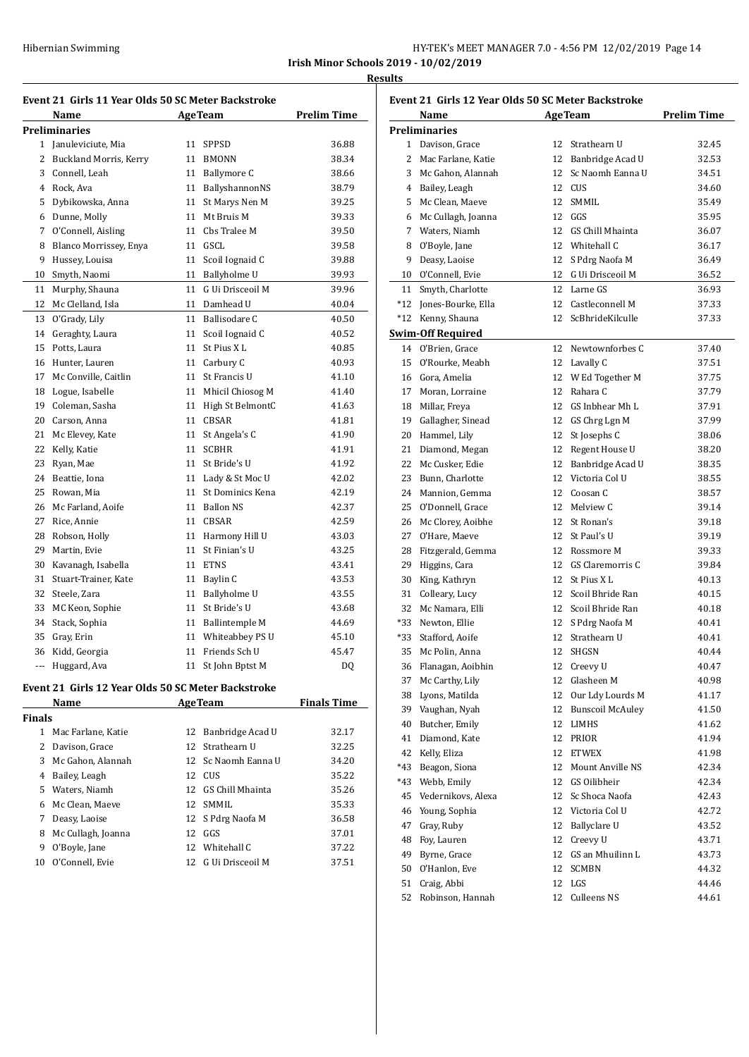**Irish Minor Schools 2019 - 10/02/2019**

**Results**

### Event 21 Girls 11 Year Olds 50 SC Meter Backstroke

| | Name | Age | Team | Prelim Time |
|---|---|---|---|---|
| **Preliminaries** | | | | |
| 1 | Januleviciute, Mia | 11 | SPPSD | 36.88 |
| 2 | Buckland Morris, Kerry | 11 | BMONN | 38.34 |
| 3 | Connell, Leah | 11 | Ballymore C | 38.66 |
| 4 | Rock, Ava | 11 | BallyshannonNS | 38.79 |
| 5 | Dybikowska, Anna | 11 | St Marys Nen M | 39.25 |
| 6 | Dunne, Molly | 11 | Mt Bruis M | 39.33 |
| 7 | O'Connell, Aisling | 11 | Cbs Tralee M | 39.50 |
| 8 | Blanco Morrissey, Enya | 11 | GSCL | 39.58 |
| 9 | Hussey, Louisa | 11 | Scoil Iognaid C | 39.88 |
| 10 | Smyth, Naomi | 11 | Ballyholme U | 39.93 |
| 11 | Murphy, Shauna | 11 | G Ui Drisceoil M | 39.96 |
| 12 | Mc Clelland, Isla | 11 | Damhead U | 40.04 |
| 13 | O'Grady, Lily | 11 | Ballisodare C | 40.50 |
| 14 | Geraghty, Laura | 11 | Scoil Iognaid C | 40.52 |
| 15 | Potts, Laura | 11 | St Pius X L | 40.85 |
| 16 | Hunter, Lauren | 11 | Carbury C | 40.93 |
| 17 | Mc Conville, Caitlin | 11 | St Francis U | 41.10 |
| 18 | Logue, Isabelle | 11 | Mhicil Chiosog M | 41.40 |
| 19 | Coleman, Sasha | 11 | High St BelmontC | 41.63 |
| 20 | Carson, Anna | 11 | CBSAR | 41.81 |
| 21 | Mc Elevey, Kate | 11 | St Angela's C | 41.90 |
| 22 | Kelly, Katie | 11 | SCBHR | 41.91 |
| 23 | Ryan, Mae | 11 | St Bride's U | 41.92 |
| 24 | Beattie, Iona | 11 | Lady & St Moc U | 42.02 |
| 25 | Rowan, Mia | 11 | St Dominics Kena | 42.19 |
| 26 | Mc Farland, Aoife | 11 | Ballon NS | 42.37 |
| 27 | Rice, Annie | 11 | CBSAR | 42.59 |
| 28 | Robson, Holly | 11 | Harmony Hill U | 43.03 |
| 29 | Martin, Evie | 11 | St Finian's U | 43.25 |
| 30 | Kavanagh, Isabella | 11 | ETNS | 43.41 |
| 31 | Stuart-Trainer, Kate | 11 | Baylin C | 43.53 |
| 32 | Steele, Zara | 11 | Ballyholme U | 43.55 |
| 33 | MC Keon, Sophie | 11 | St Bride's U | 43.68 |
| 34 | Stack, Sophia | 11 | Ballintemple M | 44.69 |
| 35 | Gray, Erin | 11 | Whiteabbey PS U | 45.10 |
| 36 | Kidd, Georgia | 11 | Friends Sch U | 45.47 |
| --- | Huggard, Ava | 11 | St John Bptst M | DQ |

### Event 21 Girls 12 Year Olds 50 SC Meter Backstroke

| | Name | Age | Team | Finals Time |
|---|---|---|---|---|
| **Finals** | | | | |
| 1 | Mac Farlane, Katie | 12 | Banbridge Acad U | 32.17 |
| 2 | Davison, Grace | 12 | Strathearn U | 32.25 |
| 3 | Mc Gahon, Alannah | 12 | Sc Naomh Eanna U | 34.20 |
| 4 | Bailey, Leagh | 12 | CUS | 35.22 |
| 5 | Waters, Niamh | 12 | GS Chill Mhainta | 35.26 |
| 6 | Mc Clean, Maeve | 12 | SMMIL | 35.33 |
| 7 | Deasy, Laoise | 12 | S Pdrg Naofa M | 36.58 |
| 8 | Mc Cullagh, Joanna | 12 | GGS | 37.01 |
| 9 | O'Boyle, Jane | 12 | Whitehall C | 37.22 |
| 10 | O'Connell, Evie | 12 | G Ui Drisceoil M | 37.51 |

### Event 21 Girls 12 Year Olds 50 SC Meter Backstroke

| | Name | Age | Team | Prelim Time |
|---|---|---|---|---|
| **Preliminaries** | | | | |
| 1 | Davison, Grace | 12 | Strathearn U | 32.45 |
| 2 | Mac Farlane, Katie | 12 | Banbridge Acad U | 32.53 |
| 3 | Mc Gahon, Alannah | 12 | Sc Naomh Eanna U | 34.51 |
| 4 | Bailey, Leagh | 12 | CUS | 34.60 |
| 5 | Mc Clean, Maeve | 12 | SMMIL | 35.49 |
| 6 | Mc Cullagh, Joanna | 12 | GGS | 35.95 |
| 7 | Waters, Niamh | 12 | GS Chill Mhainta | 36.07 |
| 8 | O'Boyle, Jane | 12 | Whitehall C | 36.17 |
| 9 | Deasy, Laoise | 12 | S Pdrg Naofa M | 36.49 |
| 10 | O'Connell, Evie | 12 | G Ui Drisceoil M | 36.52 |
| 11 | Smyth, Charlotte | 12 | Larne GS | 36.93 |
| *12 | Jones-Bourke, Ella | 12 | Castleconnell M | 37.33 |
| *12 | Kenny, Shauna | 12 | ScBhrideKilculle | 37.33 |
| **Swim-Off Required** | | | | |
| 14 | O'Brien, Grace | 12 | Newtownforbes C | 37.40 |
| 15 | O'Rourke, Meabh | 12 | Lavally C | 37.51 |
| 16 | Gora, Amelia | 12 | W Ed Together M | 37.75 |
| 17 | Moran, Lorraine | 12 | Rahara C | 37.79 |
| 18 | Millar, Freya | 12 | GS Inbhear Mh L | 37.91 |
| 19 | Gallagher, Sinead | 12 | GS Chrg Lgn M | 37.99 |
| 20 | Hammel, Lily | 12 | St Josephs C | 38.06 |
| 21 | Diamond, Megan | 12 | Regent House U | 38.20 |
| 22 | Mc Cusker, Edie | 12 | Banbridge Acad U | 38.35 |
| 23 | Bunn, Charlotte | 12 | Victoria Col U | 38.55 |
| 24 | Mannion, Gemma | 12 | Coosan C | 38.57 |
| 25 | O'Donnell, Grace | 12 | Melview C | 39.14 |
| 26 | Mc Clorey, Aoibhe | 12 | St Ronan's | 39.18 |
| 27 | O'Hare, Maeve | 12 | St Paul's U | 39.19 |
| 28 | Fitzgerald, Gemma | 12 | Rossmore M | 39.33 |
| 29 | Higgins, Cara | 12 | GS Claremorris C | 39.84 |
| 30 | King, Kathryn | 12 | St Pius X L | 40.13 |
| 31 | Colleary, Lucy | 12 | Scoil Bhride Ran | 40.15 |
| 32 | Mc Namara, Elli | 12 | Scoil Bhride Ran | 40.18 |
| *33 | Newton, Ellie | 12 | S Pdrg Naofa M | 40.41 |
| *33 | Stafford, Aoife | 12 | Strathearn U | 40.41 |
| 35 | Mc Polin, Anna | 12 | SHGSN | 40.44 |
| 36 | Flanagan, Aoibhin | 12 | Creevy U | 40.47 |
| 37 | Mc Carthy, Lily | 12 | Glasheen M | 40.98 |
| 38 | Lyons, Matilda | 12 | Our Ldy Lourds M | 41.17 |
| 39 | Vaughan, Nyah | 12 | Bunscoil McAuley | 41.50 |
| 40 | Butcher, Emily | 12 | LIMHS | 41.62 |
| 41 | Diamond, Kate | 12 | PRIOR | 41.94 |
| 42 | Kelly, Eliza | 12 | ETWEX | 41.98 |
| *43 | Beagon, Siona | 12 | Mount Anville NS | 42.34 |
| *43 | Webb, Emily | 12 | GS Oilibheir | 42.34 |
| 45 | Vedernikovs, Alexa | 12 | Sc Shoca Naofa | 42.43 |
| 46 | Young, Sophia | 12 | Victoria Col U | 42.72 |
| 47 | Gray, Ruby | 12 | Ballyclare U | 43.52 |
| 48 | Foy, Lauren | 12 | Creevy U | 43.71 |
| 49 | Byrne, Grace | 12 | GS an Mhuilinn L | 43.73 |
| 50 | O'Hanlon, Eve | 12 | SCMBN | 44.32 |
| 51 | Craig, Abbi | 12 | LGS | 44.46 |
| 52 | Robinson, Hannah | 12 | Culleens NS | 44.61 |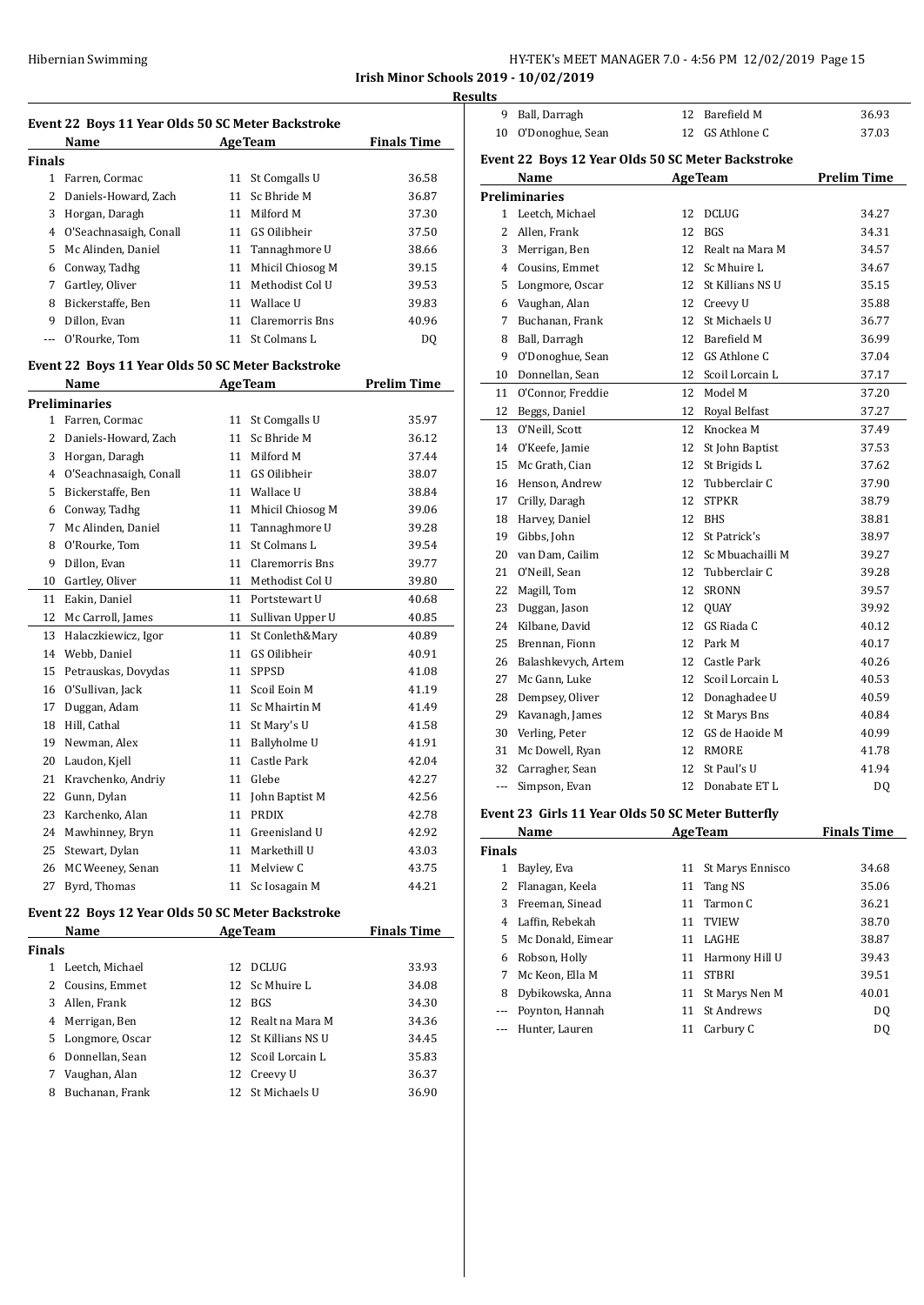**Irish Minor Schools 2019 - 10/02/2019**

**Results**

### Event 22 Boys 11 Year Olds 50 SC Meter Backstroke

| | Name | Age | Team | Finals Time |
|---|---|---|---|---|
| **Finals** | | | | |
| 1 | Farren, Cormac | 11 | St Comgalls U | 36.58 |
| 2 | Daniels-Howard, Zach | 11 | Sc Bhride M | 36.87 |
| 3 | Horgan, Daragh | 11 | Milford M | 37.30 |
| 4 | O'Seachnasaigh, Conall | 11 | GS Oilibheir | 37.50 |
| 5 | Mc Alinden, Daniel | 11 | Tannaghmore U | 38.66 |
| 6 | Conway, Tadhg | 11 | Mhicil Chiosog M | 39.15 |
| 7 | Gartley, Oliver | 11 | Methodist Col U | 39.53 |
| 8 | Bickerstaffe, Ben | 11 | Wallace U | 39.83 |
| 9 | Dillon, Evan | 11 | Claremorris Bns | 40.96 |
| --- | O'Rourke, Tom | 11 | St Colmans L | DQ |

### Event 22 Boys 11 Year Olds 50 SC Meter Backstroke

| | Name | Age | Team | Prelim Time |
|---|---|---|---|---|
| **Preliminaries** | | | | |
| 1 | Farren, Cormac | 11 | St Comgalls U | 35.97 |
| 2 | Daniels-Howard, Zach | 11 | Sc Bhride M | 36.12 |
| 3 | Horgan, Daragh | 11 | Milford M | 37.44 |
| 4 | O'Seachnasaigh, Conall | 11 | GS Oilibheir | 38.07 |
| 5 | Bickerstaffe, Ben | 11 | Wallace U | 38.84 |
| 6 | Conway, Tadhg | 11 | Mhicil Chiosog M | 39.06 |
| 7 | Mc Alinden, Daniel | 11 | Tannaghmore U | 39.28 |
| 8 | O'Rourke, Tom | 11 | St Colmans L | 39.54 |
| 9 | Dillon, Evan | 11 | Claremorris Bns | 39.77 |
| 10 | Gartley, Oliver | 11 | Methodist Col U | 39.80 |
| 11 | Eakin, Daniel | 11 | Portstewart U | 40.68 |
| 12 | Mc Carroll, James | 11 | Sullivan Upper U | 40.85 |
| 13 | Halaczkiewicz, Igor | 11 | St Conleth&Mary | 40.89 |
| 14 | Webb, Daniel | 11 | GS Oilibheir | 40.91 |
| 15 | Petrauskas, Dovydas | 11 | SPPSD | 41.08 |
| 16 | O'Sullivan, Jack | 11 | Scoil Eoin M | 41.19 |
| 17 | Duggan, Adam | 11 | Sc Mhairtin M | 41.49 |
| 18 | Hill, Cathal | 11 | St Mary's U | 41.58 |
| 19 | Newman, Alex | 11 | Ballyholme U | 41.91 |
| 20 | Laudon, Kjell | 11 | Castle Park | 42.04 |
| 21 | Kravchenko, Andriy | 11 | Glebe | 42.27 |
| 22 | Gunn, Dylan | 11 | John Baptist M | 42.56 |
| 23 | Karchenko, Alan | 11 | PRDIX | 42.78 |
| 24 | Mawhinney, Bryn | 11 | Greenisland U | 42.92 |
| 25 | Stewart, Dylan | 11 | Markethill U | 43.03 |
| 26 | MC Weeney, Senan | 11 | Melview C | 43.75 |
| 27 | Byrd, Thomas | 11 | Sc Iosagain M | 44.21 |

### Event 22 Boys 12 Year Olds 50 SC Meter Backstroke

| | Name | Age | Team | Finals Time |
|---|---|---|---|---|
| **Finals** | | | | |
| 1 | Leetch, Michael | 12 | DCLUG | 33.93 |
| 2 | Cousins, Emmet | 12 | Sc Mhuire L | 34.08 |
| 3 | Allen, Frank | 12 | BGS | 34.30 |
| 4 | Merrigan, Ben | 12 | Realt na Mara M | 34.36 |
| 5 | Longmore, Oscar | 12 | St Killians NS U | 34.45 |
| 6 | Donnellan, Sean | 12 | Scoil Lorcain L | 35.83 |
| 7 | Vaughan, Alan | 12 | Creevy U | 36.37 |
| 8 | Buchanan, Frank | 12 | St Michaels U | 36.90 |
| 9 | Ball, Darragh | 12 | Barefield M | 36.93 |
| 10 | O'Donoghue, Sean | 12 | GS Athlone C | 37.03 |

### Event 22 Boys 12 Year Olds 50 SC Meter Backstroke

| | Name | Age | Team | Prelim Time |
|---|---|---|---|---|
| **Preliminaries** | | | | |
| 1 | Leetch, Michael | 12 | DCLUG | 34.27 |
| 2 | Allen, Frank | 12 | BGS | 34.31 |
| 3 | Merrigan, Ben | 12 | Realt na Mara M | 34.57 |
| 4 | Cousins, Emmet | 12 | Sc Mhuire L | 34.67 |
| 5 | Longmore, Oscar | 12 | St Killians NS U | 35.15 |
| 6 | Vaughan, Alan | 12 | Creevy U | 35.88 |
| 7 | Buchanan, Frank | 12 | St Michaels U | 36.77 |
| 8 | Ball, Darragh | 12 | Barefield M | 36.99 |
| 9 | O'Donoghue, Sean | 12 | GS Athlone C | 37.04 |
| 10 | Donnellan, Sean | 12 | Scoil Lorcain L | 37.17 |
| 11 | O'Connor, Freddie | 12 | Model M | 37.20 |
| 12 | Beggs, Daniel | 12 | Royal Belfast | 37.27 |
| 13 | O'Neill, Scott | 12 | Knockea M | 37.49 |
| 14 | O'Keefe, Jamie | 12 | St John Baptist | 37.53 |
| 15 | Mc Grath, Cian | 12 | St Brigids L | 37.62 |
| 16 | Henson, Andrew | 12 | Tubberclair C | 37.90 |
| 17 | Crilly, Daragh | 12 | STPKR | 38.79 |
| 18 | Harvey, Daniel | 12 | BHS | 38.81 |
| 19 | Gibbs, John | 12 | St Patrick's | 38.97 |
| 20 | van Dam, Cailim | 12 | Sc Mbuachailli M | 39.27 |
| 21 | O'Neill, Sean | 12 | Tubberclair C | 39.28 |
| 22 | Magill, Tom | 12 | SRONN | 39.57 |
| 23 | Duggan, Jason | 12 | QUAY | 39.92 |
| 24 | Kilbane, David | 12 | GS Riada C | 40.12 |
| 25 | Brennan, Fionn | 12 | Park M | 40.17 |
| 26 | Balashkevych, Artem | 12 | Castle Park | 40.26 |
| 27 | Mc Gann, Luke | 12 | Scoil Lorcain L | 40.53 |
| 28 | Dempsey, Oliver | 12 | Donaghadee U | 40.59 |
| 29 | Kavanagh, James | 12 | St Marys Bns | 40.84 |
| 30 | Verling, Peter | 12 | GS de Haoide M | 40.99 |
| 31 | Mc Dowell, Ryan | 12 | RMORE | 41.78 |
| 32 | Carragher, Sean | 12 | St Paul's U | 41.94 |
| --- | Simpson, Evan | 12 | Donabate ET L | DQ |

### Event 23 Girls 11 Year Olds 50 SC Meter Butterfly

| | Name | Age | Team | Finals Time |
|---|---|---|---|---|
| **Finals** | | | | |
| 1 | Bayley, Eva | 11 | St Marys Ennisco | 34.68 |
| 2 | Flanagan, Keela | 11 | Tang NS | 35.06 |
| 3 | Freeman, Sinead | 11 | Tarmon C | 36.21 |
| 4 | Laffin, Rebekah | 11 | TVIEW | 38.70 |
| 5 | Mc Donald, Eimear | 11 | LAGHE | 38.87 |
| 6 | Robson, Holly | 11 | Harmony Hill U | 39.43 |
| 7 | Mc Keon, Ella M | 11 | STBRI | 39.51 |
| 8 | Dybikowska, Anna | 11 | St Marys Nen M | 40.01 |
| --- | Poynton, Hannah | 11 | St Andrews | DQ |
| --- | Hunter, Lauren | 11 | Carbury C | DQ |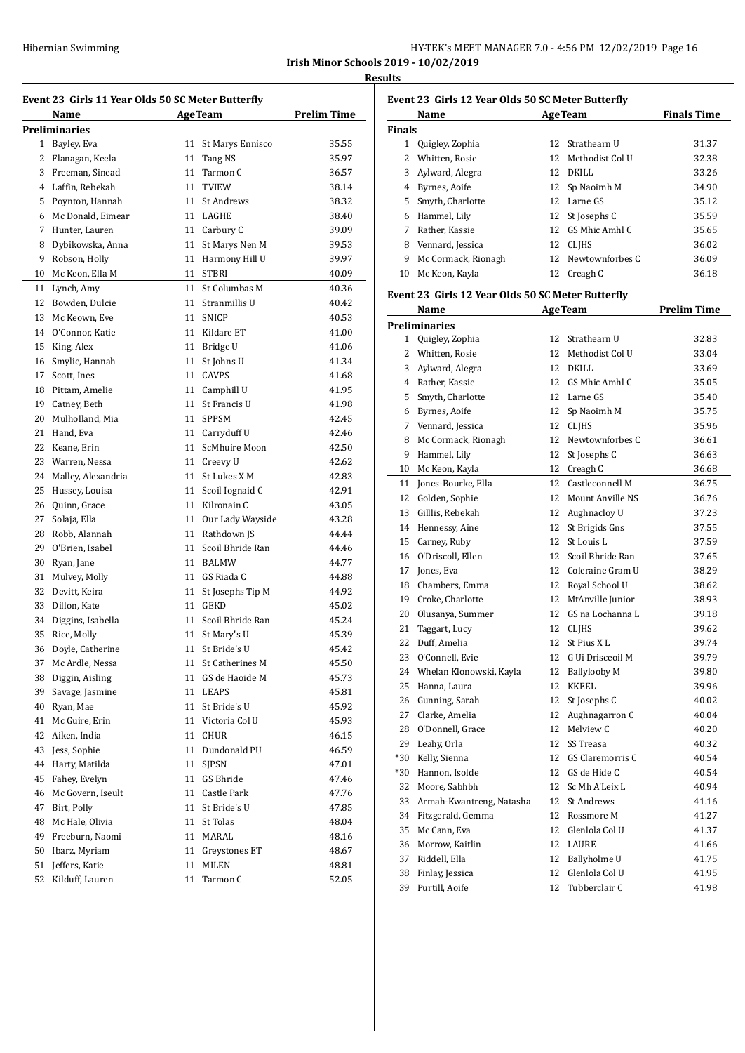Hibernian Swimming

HY-TEK's MEET MANAGER 7.0 - 4:56 PM 12/02/2019

**Irish Minor Schools 2019 - 10/02/2019**

**Results**

### Event 23 Girls 11 Year Olds 50 SC Meter Butterfly

| | Name | Age | Team | Prelim Time |
|---|---|---|---|---|
| **Preliminaries** | | | | |
| 1 | Bayley, Eva | 11 | St Marys Ennisco | 35.55 |
| 2 | Flanagan, Keela | 11 | Tang NS | 35.97 |
| 3 | Freeman, Sinead | 11 | Tarmon C | 36.57 |
| 4 | Laffin, Rebekah | 11 | TVIEW | 38.14 |
| 5 | Poynton, Hannah | 11 | St Andrews | 38.32 |
| 6 | Mc Donald, Eimear | 11 | LAGHE | 38.40 |
| 7 | Hunter, Lauren | 11 | Carbury C | 39.09 |
| 8 | Dybikowska, Anna | 11 | St Marys Nen M | 39.53 |
| 9 | Robson, Holly | 11 | Harmony Hill U | 39.97 |
| 10 | Mc Keon, Ella M | 11 | STBRI | 40.09 |
| 11 | Lynch, Amy | 11 | St Columbas M | 40.36 |
| 12 | Bowden, Dulcie | 11 | Stranmillis U | 40.42 |
| 13 | Mc Keown, Eve | 11 | SNICP | 40.53 |
| 14 | O'Connor, Katie | 11 | Kildare ET | 41.00 |
| 15 | King, Alex | 11 | Bridge U | 41.06 |
| 16 | Smylie, Hannah | 11 | St Johns U | 41.34 |
| 17 | Scott, Ines | 11 | CAVPS | 41.68 |
| 18 | Pittam, Amelie | 11 | Camphill U | 41.95 |
| 19 | Catney, Beth | 11 | St Francis U | 41.98 |
| 20 | Mulholland, Mia | 11 | SPPSM | 42.45 |
| 21 | Hand, Eva | 11 | Carryduff U | 42.46 |
| 22 | Keane, Erin | 11 | ScMhuire Moon | 42.50 |
| 23 | Warren, Nessa | 11 | Creevy U | 42.62 |
| 24 | Malley, Alexandria | 11 | St Lukes X M | 42.83 |
| 25 | Hussey, Louisa | 11 | Scoil Iognaid C | 42.91 |
| 26 | Quinn, Grace | 11 | Kilronain C | 43.05 |
| 27 | Solaja, Ella | 11 | Our Lady Wayside | 43.28 |
| 28 | Robb, Alannah | 11 | Rathdown JS | 44.44 |
| 29 | O'Brien, Isabel | 11 | Scoil Bhride Ran | 44.46 |
| 30 | Ryan, Jane | 11 | BALMW | 44.77 |
| 31 | Mulvey, Molly | 11 | GS Riada C | 44.88 |
| 32 | Devitt, Keira | 11 | St Josephs Tip M | 44.92 |
| 33 | Dillon, Kate | 11 | GEKD | 45.02 |
| 34 | Diggins, Isabella | 11 | Scoil Bhride Ran | 45.24 |
| 35 | Rice, Molly | 11 | St Mary's U | 45.39 |
| 36 | Doyle, Catherine | 11 | St Bride's U | 45.42 |
| 37 | Mc Ardle, Nessa | 11 | St Catherines M | 45.50 |
| 38 | Diggin, Aisling | 11 | GS de Haoide M | 45.73 |
| 39 | Savage, Jasmine | 11 | LEAPS | 45.81 |
| 40 | Ryan, Mae | 11 | St Bride's U | 45.92 |
| 41 | Mc Guire, Erin | 11 | Victoria Col U | 45.93 |
| 42 | Aiken, India | 11 | CHUR | 46.15 |
| 43 | Jess, Sophie | 11 | Dundonald PU | 46.59 |
| 44 | Harty, Matilda | 11 | SJPSN | 47.01 |
| 45 | Fahey, Evelyn | 11 | GS Bhride | 47.46 |
| 46 | Mc Govern, Iseult | 11 | Castle Park | 47.76 |
| 47 | Birt, Polly | 11 | St Bride's U | 47.85 |
| 48 | Mc Hale, Olivia | 11 | St Tolas | 48.04 |
| 49 | Freeburn, Naomi | 11 | MARAL | 48.16 |
| 50 | Ibarz, Myriam | 11 | Greystones ET | 48.67 |
| 51 | Jeffers, Katie | 11 | MILEN | 48.81 |
| 52 | Kilduff, Lauren | 11 | Tarmon C | 52.05 |

### Event 23 Girls 12 Year Olds 50 SC Meter Butterfly

| | Name | Age | Team | Finals Time |
|---|---|---|---|---|
| **Finals** | | | | |
| 1 | Quigley, Zophia | 12 | Strathearn U | 31.37 |
| 2 | Whitten, Rosie | 12 | Methodist Col U | 32.38 |
| 3 | Aylward, Alegra | 12 | DKILL | 33.26 |
| 4 | Byrnes, Aoife | 12 | Sp Naoimh M | 34.90 |
| 5 | Smyth, Charlotte | 12 | Larne GS | 35.12 |
| 6 | Hammel, Lily | 12 | St Josephs C | 35.59 |
| 7 | Rather, Kassie | 12 | GS Mhic Amhl C | 35.65 |
| 8 | Vennard, Jessica | 12 | CLJHS | 36.02 |
| 9 | Mc Cormack, Rionagh | 12 | Newtownforbes C | 36.09 |
| 10 | Mc Keon, Kayla | 12 | Creagh C | 36.18 |

### Event 23 Girls 12 Year Olds 50 SC Meter Butterfly

| | Name | Age | Team | Prelim Time |
|---|---|---|---|---|
| **Preliminaries** | | | | |
| 1 | Quigley, Zophia | 12 | Strathearn U | 32.83 |
| 2 | Whitten, Rosie | 12 | Methodist Col U | 33.04 |
| 3 | Aylward, Alegra | 12 | DKILL | 33.69 |
| 4 | Rather, Kassie | 12 | GS Mhic Amhl C | 35.05 |
| 5 | Smyth, Charlotte | 12 | Larne GS | 35.40 |
| 6 | Byrnes, Aoife | 12 | Sp Naoimh M | 35.75 |
| 7 | Vennard, Jessica | 12 | CLJHS | 35.96 |
| 8 | Mc Cormack, Rionagh | 12 | Newtownforbes C | 36.61 |
| 9 | Hammel, Lily | 12 | St Josephs C | 36.63 |
| 10 | Mc Keon, Kayla | 12 | Creagh C | 36.68 |
| 11 | Jones-Bourke, Ella | 12 | Castleconnell M | 36.75 |
| 12 | Golden, Sophie | 12 | Mount Anville NS | 36.76 |
| 13 | Gilllis, Rebekah | 12 | Aughnacloy U | 37.23 |
| 14 | Hennessy, Aine | 12 | St Brigids Gns | 37.55 |
| 15 | Carney, Ruby | 12 | St Louis L | 37.59 |
| 16 | O'Driscoll, Ellen | 12 | Scoil Bhride Ran | 37.65 |
| 17 | Jones, Eva | 12 | Coleraine Gram U | 38.29 |
| 18 | Chambers, Emma | 12 | Royal School U | 38.62 |
| 19 | Croke, Charlotte | 12 | MtAnville Junior | 38.93 |
| 20 | Olusanya, Summer | 12 | GS na Lochanna L | 39.18 |
| 21 | Taggart, Lucy | 12 | CLJHS | 39.62 |
| 22 | Duff, Amelia | 12 | St Pius X L | 39.74 |
| 23 | O'Connell, Evie | 12 | G Ui Drisceoil M | 39.79 |
| 24 | Whelan Klonowski, Kayla | 12 | Ballylooby M | 39.80 |
| 25 | Hanna, Laura | 12 | KKEEL | 39.96 |
| 26 | Gunning, Sarah | 12 | St Josephs C | 40.02 |
| 27 | Clarke, Amelia | 12 | Aughnagarron C | 40.04 |
| 28 | O'Donnell, Grace | 12 | Melview C | 40.20 |
| 29 | Leahy, Orla | 12 | SS Treasa | 40.32 |
| *30 | Kelly, Sienna | 12 | GS Claremorris C | 40.54 |
| *30 | Hannon, Isolde | 12 | GS de Hide C | 40.54 |
| 32 | Moore, Sabhbh | 12 | Sc Mh A'Leix L | 40.94 |
| 33 | Armah-Kwantreng, Natasha | 12 | St Andrews | 41.16 |
| 34 | Fitzgerald, Gemma | 12 | Rossmore M | 41.27 |
| 35 | Mc Cann, Eva | 12 | Glenlola Col U | 41.37 |
| 36 | Morrow, Kaitlin | 12 | LAURE | 41.66 |
| 37 | Riddell, Ella | 12 | Ballyholme U | 41.75 |
| 38 | Finlay, Jessica | 12 | Glenlola Col U | 41.95 |
| 39 | Purtill, Aoife | 12 | Tubberclair C | 41.98 |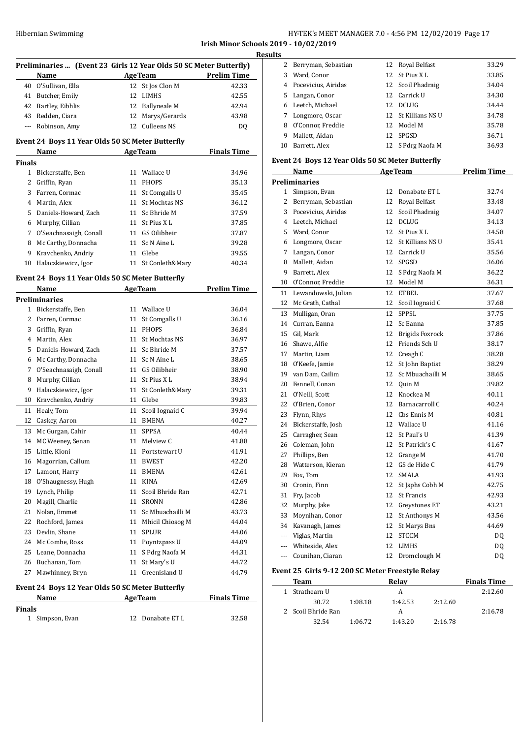## Results

### Preliminaries ... (Event 23 Girls 12 Year Olds 50 SC Meter Butterfly)

| | Name | Age | Team | Prelim Time |
|---|---|---|---|---|
| 40 | O'Sullivan, Ella | 12 | St Jos Clon M | 42.33 |
| 41 | Butcher, Emily | 12 | LIMHS | 42.55 |
| 42 | Bartley, Eibhlis | 12 | Ballyneale M | 42.94 |
| 43 | Redden, Ciara | 12 | Marys/Gerards | 43.98 |
| --- | Robinson, Amy | 12 | Culleens NS | DQ |

### Event 24 Boys 11 Year Olds 50 SC Meter Butterfly

| | Name | Age | Team | Finals Time |
|---|---|---|---|---|
| **Finals** | | | | |
| 1 | Bickerstaffe, Ben | 11 | Wallace U | 34.96 |
| 2 | Griffin, Ryan | 11 | PHOPS | 35.13 |
| 3 | Farren, Cormac | 11 | St Comgalls U | 35.45 |
| 4 | Martin, Alex | 11 | St Mochtas NS | 36.12 |
| 5 | Daniels-Howard, Zach | 11 | Sc Bhride M | 37.59 |
| 6 | Murphy, Cillian | 11 | St Pius X L | 37.85 |
| 7 | O'Seachnasaigh, Conall | 11 | GS Oilibheir | 37.87 |
| 8 | Mc Carthy, Donnacha | 11 | Sc N Aine L | 39.28 |
| 9 | Kravchenko, Andriy | 11 | Glebe | 39.55 |
| 10 | Halaczkiewicz, Igor | 11 | St Conleth&Mary | 40.34 |

### Event 24 Boys 11 Year Olds 50 SC Meter Butterfly

| | Name | Age | Team | Prelim Time |
|---|---|---|---|---|
| **Preliminaries** | | | | |
| 1 | Bickerstaffe, Ben | 11 | Wallace U | 36.04 |
| 2 | Farren, Cormac | 11 | St Comgalls U | 36.16 |
| 3 | Griffin, Ryan | 11 | PHOPS | 36.84 |
| 4 | Martin, Alex | 11 | St Mochtas NS | 36.97 |
| 5 | Daniels-Howard, Zach | 11 | Sc Bhride M | 37.57 |
| 6 | Mc Carthy, Donnacha | 11 | Sc N Aine L | 38.65 |
| 7 | O'Seachnasaigh, Conall | 11 | GS Oilibheir | 38.90 |
| 8 | Murphy, Cillian | 11 | St Pius X L | 38.94 |
| 9 | Halaczkiewicz, Igor | 11 | St Conleth&Mary | 39.31 |
| 10 | Kravchenko, Andriy | 11 | Glebe | 39.83 |
| 11 | Healy, Tom | 11 | Scoil Iognaid C | 39.94 |
| 12 | Caskey, Aaron | 11 | BMENA | 40.27 |
| 13 | Mc Gurgan, Cahir | 11 | SPPSA | 40.44 |
| 14 | MC Weeney, Senan | 11 | Melview C | 41.88 |
| 15 | Little, Kioni | 11 | Portstewart U | 41.91 |
| 16 | Magorrian, Callum | 11 | BWEST | 42.20 |
| 17 | Lamont, Harry | 11 | BMENA | 42.61 |
| 18 | O'Shaugnessy, Hugh | 11 | KINA | 42.69 |
| 19 | Lynch, Philip | 11 | Scoil Bhride Ran | 42.71 |
| 20 | Magill, Charlie | 11 | SRONN | 42.86 |
| 21 | Nolan, Emmet | 11 | Sc Mbuachailli M | 43.73 |
| 22 | Rochford, James | 11 | Mhicil Chiosog M | 44.04 |
| 23 | Devlin, Shane | 11 | SPLUR | 44.06 |
| 24 | Mc Combe, Ross | 11 | Poyntzpass U | 44.09 |
| 25 | Leane, Donnacha | 11 | S Pdrg Naofa M | 44.31 |
| 26 | Buchanan, Tom | 11 | St Mary's U | 44.72 |
| 27 | Mawhinney, Bryn | 11 | Greenisland U | 44.79 |

### Event 24 Boys 12 Year Olds 50 SC Meter Butterfly

| | Name | Age | Team | Finals Time |
|---|---|---|---|---|
| **Finals** | | | | |
| 1 | Simpson, Evan | 12 | Donabate ET L | 32.58 |
| 2 | Berryman, Sebastian | 12 | Royal Belfast | 33.29 |
| 3 | Ward, Conor | 12 | St Pius X L | 33.85 |
| 4 | Pocevicius, Airidas | 12 | Scoil Phadraig | 34.04 |
| 5 | Langan, Conor | 12 | Carrick U | 34.30 |
| 6 | Leetch, Michael | 12 | DCLUG | 34.44 |
| 7 | Longmore, Oscar | 12 | St Killians NS U | 34.78 |
| 8 | O'Connor, Freddie | 12 | Model M | 35.78 |
| 9 | Mallett, Aidan | 12 | SPGSD | 36.71 |
| 10 | Barrett, Alex | 12 | S Pdrg Naofa M | 36.93 |

### Event 24 Boys 12 Year Olds 50 SC Meter Butterfly

| | Name | Age | Team | Prelim Time |
|---|---|---|---|---|
| **Preliminaries** | | | | |
| 1 | Simpson, Evan | 12 | Donabate ET L | 32.74 |
| 2 | Berryman, Sebastian | 12 | Royal Belfast | 33.48 |
| 3 | Pocevicius, Airidas | 12 | Scoil Phadraig | 34.07 |
| 4 | Leetch, Michael | 12 | DCLUG | 34.13 |
| 5 | Ward, Conor | 12 | St Pius X L | 34.58 |
| 6 | Longmore, Oscar | 12 | St Killians NS U | 35.41 |
| 7 | Langan, Conor | 12 | Carrick U | 35.56 |
| 8 | Mallett, Aidan | 12 | SPGSD | 36.06 |
| 9 | Barrett, Alex | 12 | S Pdrg Naofa M | 36.22 |
| 10 | O'Connor, Freddie | 12 | Model M | 36.31 |
| 11 | Lewandowski, Julian | 12 | ETBEL | 37.67 |
| 12 | Mc Grath, Cathal | 12 | Scoil Iognaid C | 37.68 |
| 13 | Mulligan, Oran | 12 | SPPSL | 37.75 |
| 14 | Curran, Eanna | 12 | Sc Eanna | 37.85 |
| 15 | Gil, Mark | 12 | Brigids Foxrock | 37.86 |
| 16 | Shawe, Alfie | 12 | Friends Sch U | 38.17 |
| 17 | Martin, Liam | 12 | Creagh C | 38.28 |
| 18 | O'Keefe, Jamie | 12 | St John Baptist | 38.29 |
| 19 | van Dam, Cailim | 12 | Sc Mbuachailli M | 38.65 |
| 20 | Fennell, Conan | 12 | Quin M | 39.82 |
| 21 | O'Neill, Scott | 12 | Knockea M | 40.11 |
| 22 | O'Brien, Conor | 12 | Barnacarroll C | 40.24 |
| 23 | Flynn, Rhys | 12 | Cbs Ennis M | 40.81 |
| 24 | Bickerstaffe, Josh | 12 | Wallace U | 41.16 |
| 25 | Carragher, Sean | 12 | St Paul's U | 41.39 |
| 26 | Coleman, John | 12 | St Patrick's C | 41.67 |
| 27 | Phillips, Ben | 12 | Grange M | 41.70 |
| 28 | Watterson, Kieran | 12 | GS de Hide C | 41.79 |
| 29 | Fox, Tom | 12 | SMALA | 41.93 |
| 30 | Cronin, Finn | 12 | St Jsphs Cobh M | 42.75 |
| 31 | Fry, Jacob | 12 | St Francis | 42.93 |
| 32 | Murphy, Jake | 12 | Greystones ET | 43.21 |
| 33 | Moynihan, Conor | 12 | St Anthonys M | 43.56 |
| 34 | Kavanagh, James | 12 | St Marys Bns | 44.69 |
| --- | Viglas, Martin | 12 | STCCM | DQ |
| --- | Whiteside, Alex | 12 | LIMHS | DQ |
| --- | Counihan, Ciaran | 12 | Dromclough M | DQ |

### Event 25 Girls 9-12 200 SC Meter Freestyle Relay

| | Team | | Relay | | Finals Time |
|---|---|---|---|---|---|
| 1 | Strathearn U | | A | | 2:12.60 |
| | 30.72 | 1:08.18 | 1:42.53 | 2:12.60 | |
| 2 | Scoil Bhride Ran | | A | | 2:16.78 |
| | 32.54 | 1:06.72 | 1:43.20 | 2:16.78 | |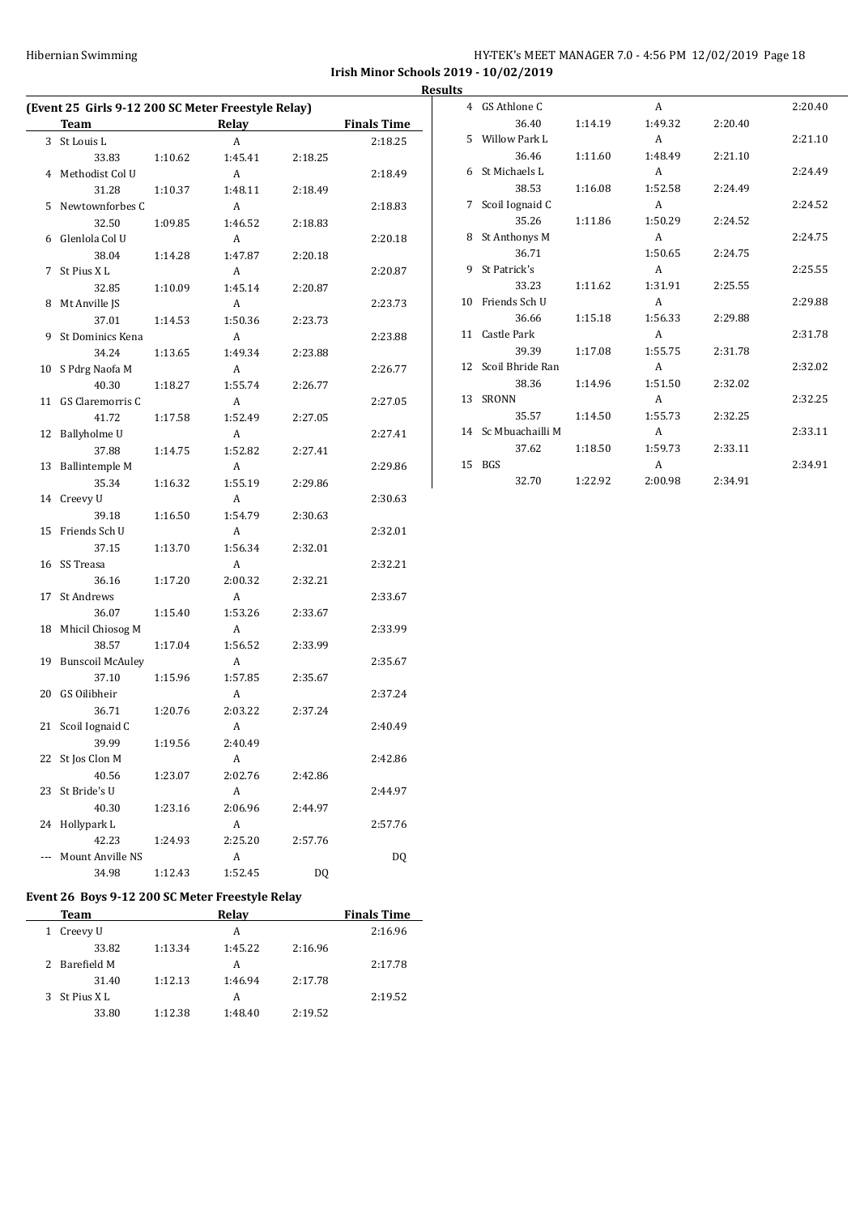**Irish Minor Schools 2019 - 10/02/2019**

**Results**

### (Event 25 Girls 9-12 200 SC Meter Freestyle Relay)

| | Team | | Relay | | Finals Time |
|---|---|---|---|---|---|
| 3 | St Louis L | | A | | 2:18.25 |
| | 33.83 | 1:10.62 | 1:45.41 | 2:18.25 | |
| 4 | Methodist Col U | | A | | 2:18.49 |
| | 31.28 | 1:10.37 | 1:48.11 | 2:18.49 | |
| 5 | Newtownforbes C | | A | | 2:18.83 |
| | 32.50 | 1:09.85 | 1:46.52 | 2:18.83 | |
| 6 | Glenlola Col U | | A | | 2:20.18 |
| | 38.04 | 1:14.28 | 1:47.87 | 2:20.18 | |
| 7 | St Pius X L | | A | | 2:20.87 |
| | 32.85 | 1:10.09 | 1:45.14 | 2:20.87 | |
| 8 | Mt Anville JS | | A | | 2:23.73 |
| | 37.01 | 1:14.53 | 1:50.36 | 2:23.73 | |
| 9 | St Dominics Kena | | A | | 2:23.88 |
| | 34.24 | 1:13.65 | 1:49.34 | 2:23.88 | |
| 10 | S Pdrg Naofa M | | A | | 2:26.77 |
| | 40.30 | 1:18.27 | 1:55.74 | 2:26.77 | |
| 11 | GS Claremorris C | | A | | 2:27.05 |
| | 41.72 | 1:17.58 | 1:52.49 | 2:27.05 | |
| 12 | Ballyholme U | | A | | 2:27.41 |
| | 37.88 | 1:14.75 | 1:52.82 | 2:27.41 | |
| 13 | Ballintemple M | | A | | 2:29.86 |
| | 35.34 | 1:16.32 | 1:55.19 | 2:29.86 | |
| 14 | Creevy U | | A | | 2:30.63 |
| | 39.18 | 1:16.50 | 1:54.79 | 2:30.63 | |
| 15 | Friends Sch U | | A | | 2:32.01 |
| | 37.15 | 1:13.70 | 1:56.34 | 2:32.01 | |
| 16 | SS Treasa | | A | | 2:32.21 |
| | 36.16 | 1:17.20 | 2:00.32 | 2:32.21 | |
| 17 | St Andrews | | A | | 2:33.67 |
| | 36.07 | 1:15.40 | 1:53.26 | 2:33.67 | |
| 18 | Mhicil Chiosog M | | A | | 2:33.99 |
| | 38.57 | 1:17.04 | 1:56.52 | 2:33.99 | |
| 19 | Bunscoil McAuley | | A | | 2:35.67 |
| | 37.10 | 1:15.96 | 1:57.85 | 2:35.67 | |
| 20 | GS Oilibheir | | A | | 2:37.24 |
| | 36.71 | 1:20.76 | 2:03.22 | 2:37.24 | |
| 21 | Scoil Iognaid C | | A | | 2:40.49 |
| | 39.99 | 1:19.56 | 2:40.49 | | |
| 22 | St Jos Clon M | | A | | 2:42.86 |
| | 40.56 | 1:23.07 | 2:02.76 | 2:42.86 | |
| 23 | St Bride's U | | A | | 2:44.97 |
| | 40.30 | 1:23.16 | 2:06.96 | 2:44.97 | |
| 24 | Hollypark L | | A | | 2:57.76 |
| | 42.23 | 1:24.93 | 2:25.20 | 2:57.76 | |
| --- | Mount Anville NS | | A | | DQ |
| | 34.98 | 1:12.43 | 1:52.45 | DQ | |

### Event 26 Boys 9-12 200 SC Meter Freestyle Relay

| | Team | | Relay | | Finals Time |
|---|---|---|---|---|---|
| 1 | Creevy U | | A | | 2:16.96 |
| | 33.82 | 1:13.34 | 1:45.22 | 2:16.96 | |
| 2 | Barefield M | | A | | 2:17.78 |
| | 31.40 | 1:12.13 | 1:46.94 | 2:17.78 | |
| 3 | St Pius X L | | A | | 2:19.52 |
| | 33.80 | 1:12.38 | 1:48.40 | 2:19.52 | |
| 4 | GS Athlone C | | A | | 2:20.40 |
| | 36.40 | 1:14.19 | 1:49.32 | 2:20.40 | |
| 5 | Willow Park L | | A | | 2:21.10 |
| | 36.46 | 1:11.60 | 1:48.49 | 2:21.10 | |
| 6 | St Michaels L | | A | | 2:24.49 |
| | 38.53 | 1:16.08 | 1:52.58 | 2:24.49 | |
| 7 | Scoil Iognaid C | | A | | 2:24.52 |
| | 35.26 | 1:11.86 | 1:50.29 | 2:24.52 | |
| 8 | St Anthonys M | | A | | 2:24.75 |
| | 36.71 | | 1:50.65 | 2:24.75 | |
| 9 | St Patrick's | | A | | 2:25.55 |
| | 33.23 | 1:11.62 | 1:31.91 | 2:25.55 | |
| 10 | Friends Sch U | | A | | 2:29.88 |
| | 36.66 | 1:15.18 | 1:56.33 | 2:29.88 | |
| 11 | Castle Park | | A | | 2:31.78 |
| | 39.39 | 1:17.08 | 1:55.75 | 2:31.78 | |
| 12 | Scoil Bhride Ran | | A | | 2:32.02 |
| | 38.36 | 1:14.96 | 1:51.50 | 2:32.02 | |
| 13 | SRONN | | A | | 2:32.25 |
| | 35.57 | 1:14.50 | 1:55.73 | 2:32.25 | |
| 14 | Sc Mbuachailli M | | A | | 2:33.11 |
| | 37.62 | 1:18.50 | 1:59.73 | 2:33.11 | |
| 15 | BGS | | A | | 2:34.91 |
| | 32.70 | 1:22.92 | 2:00.98 | 2:34.91 | |